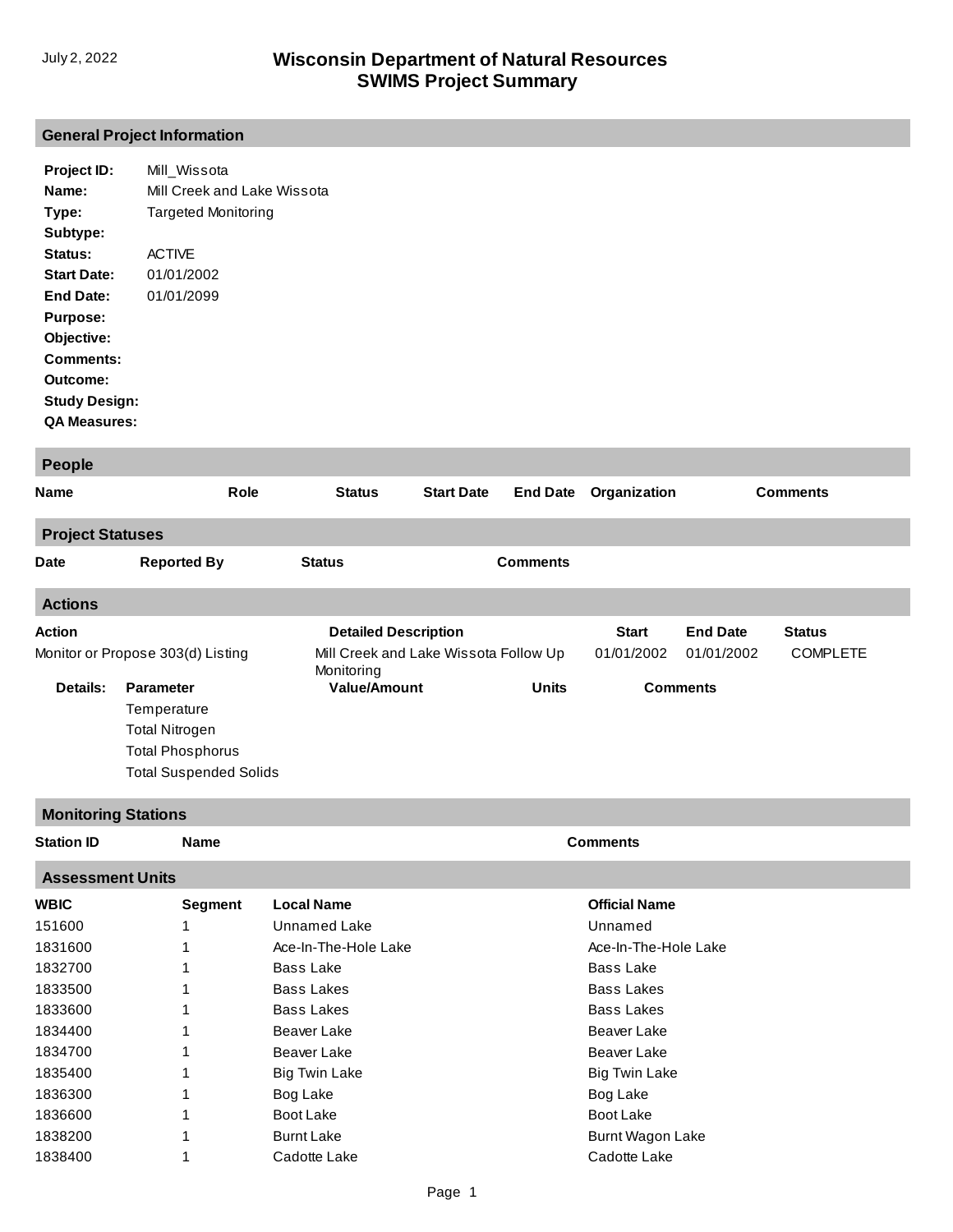July 2, 2022

# Wisconsin Department of Natural Resources
# SWIMS Project Summary

## General Project Information

**Project ID:** Mill_Wissota
**Name:** Mill Creek and Lake Wissota
**Type:** Targeted Monitoring
**Subtype:**
**Status:** ACTIVE
**Start Date:** 01/01/2002
**End Date:** 01/01/2099
**Purpose:**
**Objective:**
**Comments:**
**Outcome:**
**Study Design:**
**QA Measures:**

## People

| Name | Role | Status | Start Date | End Date | Organization | Comments |
|---|---|---|---|---|---|---|

## Project Statuses

| Date | Reported By | Status | Comments |
|---|---|---|---|

## Actions

| Action | Detailed Description | Start | End Date | Status |
|---|---|---|---|---|
| Monitor or Propose 303(d) Listing | Mill Creek and Lake Wissota Follow Up Monitoring | 01/01/2002 | 01/01/2002 | COMPLETE |

**Details:**

| Parameter | Value/Amount | Units | Comments |
|---|---|---|---|
| Temperature | | | |
| Total Nitrogen | | | |
| Total Phosphorus | | | |
| Total Suspended Solids | | | |

## Monitoring Stations

| Station ID | Name | Comments |
|---|---|---|

## Assessment Units

| WBIC | Segment | Local Name | Official Name |
|---|---|---|---|
| 151600 | 1 | Unnamed Lake | Unnamed |
| 1831600 | 1 | Ace-In-The-Hole Lake | Ace-In-The-Hole Lake |
| 1832700 | 1 | Bass Lake | Bass Lake |
| 1833500 | 1 | Bass Lakes | Bass Lakes |
| 1833600 | 1 | Bass Lakes | Bass Lakes |
| 1834400 | 1 | Beaver Lake | Beaver Lake |
| 1834700 | 1 | Beaver Lake | Beaver Lake |
| 1835400 | 1 | Big Twin Lake | Big Twin Lake |
| 1836300 | 1 | Bog Lake | Bog Lake |
| 1836600 | 1 | Boot Lake | Boot Lake |
| 1838200 | 1 | Burnt Lake | Burnt Wagon Lake |
| 1838400 | 1 | Cadotte Lake | Cadotte Lake |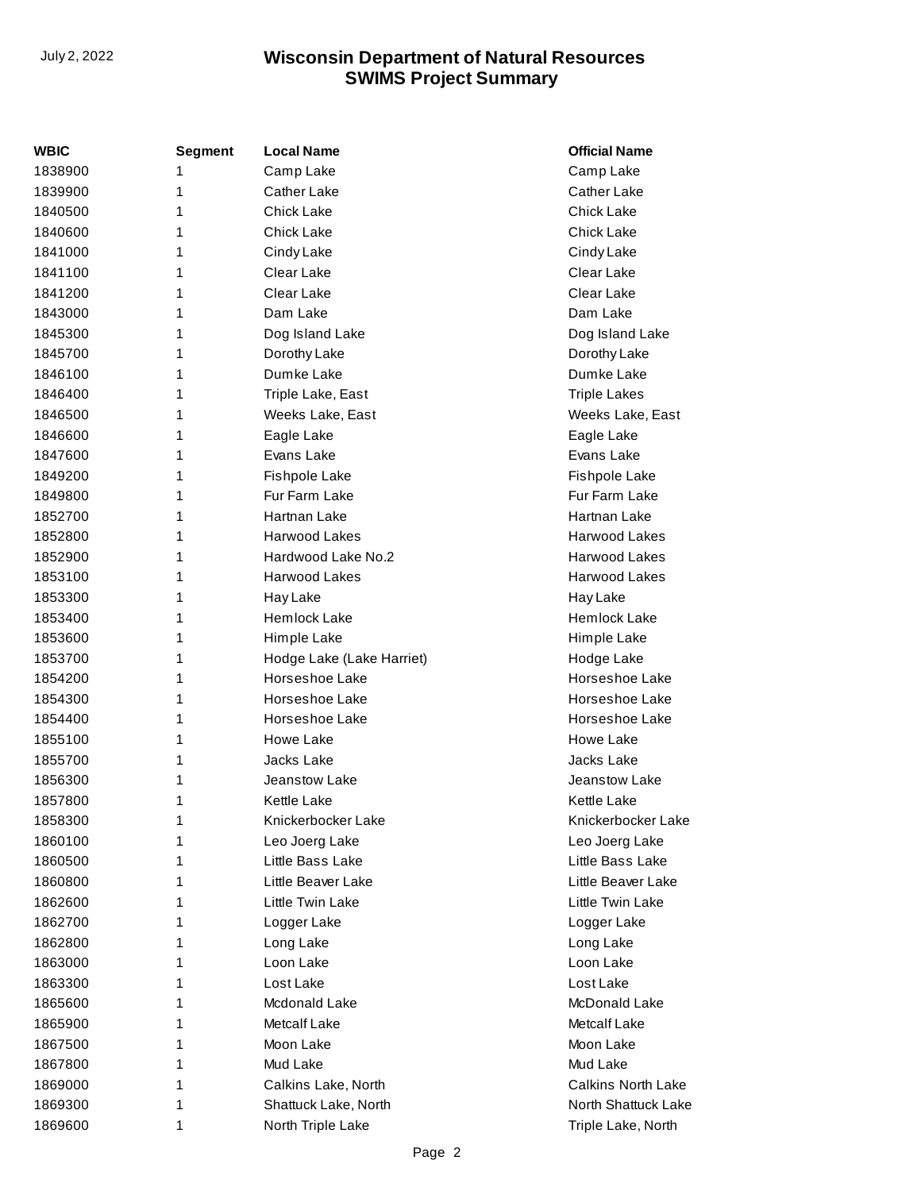| WBIC | Segment | Local Name | Official Name |
|---|---|---|---|
| 1838900 | 1 | Camp Lake | Camp Lake |
| 1839900 | 1 | Cather Lake | Cather Lake |
| 1840500 | 1 | Chick Lake | Chick Lake |
| 1840600 | 1 | Chick Lake | Chick Lake |
| 1841000 | 1 | Cindy Lake | Cindy Lake |
| 1841100 | 1 | Clear Lake | Clear Lake |
| 1841200 | 1 | Clear Lake | Clear Lake |
| 1843000 | 1 | Dam Lake | Dam Lake |
| 1845300 | 1 | Dog Island Lake | Dog Island Lake |
| 1845700 | 1 | Dorothy Lake | Dorothy Lake |
| 1846100 | 1 | Dumke Lake | Dumke Lake |
| 1846400 | 1 | Triple Lake, East | Triple Lakes |
| 1846500 | 1 | Weeks Lake, East | Weeks Lake, East |
| 1846600 | 1 | Eagle Lake | Eagle Lake |
| 1847600 | 1 | Evans Lake | Evans Lake |
| 1849200 | 1 | Fishpole Lake | Fishpole Lake |
| 1849800 | 1 | Fur Farm Lake | Fur Farm Lake |
| 1852700 | 1 | Hartnan Lake | Hartnan Lake |
| 1852800 | 1 | Harwood Lakes | Harwood Lakes |
| 1852900 | 1 | Hardwood Lake No.2 | Harwood Lakes |
| 1853100 | 1 | Harwood Lakes | Harwood Lakes |
| 1853300 | 1 | Hay Lake | Hay Lake |
| 1853400 | 1 | Hemlock Lake | Hemlock Lake |
| 1853600 | 1 | Himple Lake | Himple Lake |
| 1853700 | 1 | Hodge Lake (Lake Harriet) | Hodge Lake |
| 1854200 | 1 | Horseshoe Lake | Horseshoe Lake |
| 1854300 | 1 | Horseshoe Lake | Horseshoe Lake |
| 1854400 | 1 | Horseshoe Lake | Horseshoe Lake |
| 1855100 | 1 | Howe Lake | Howe Lake |
| 1855700 | 1 | Jacks Lake | Jacks Lake |
| 1856300 | 1 | Jeanstow Lake | Jeanstow Lake |
| 1857800 | 1 | Kettle Lake | Kettle Lake |
| 1858300 | 1 | Knickerbocker Lake | Knickerbocker Lake |
| 1860100 | 1 | Leo Joerg Lake | Leo Joerg Lake |
| 1860500 | 1 | Little Bass Lake | Little Bass Lake |
| 1860800 | 1 | Little Beaver Lake | Little Beaver Lake |
| 1862600 | 1 | Little Twin Lake | Little Twin Lake |
| 1862700 | 1 | Logger Lake | Logger Lake |
| 1862800 | 1 | Long Lake | Long Lake |
| 1863000 | 1 | Loon Lake | Loon Lake |
| 1863300 | 1 | Lost Lake | Lost Lake |
| 1865600 | 1 | Mcdonald Lake | McDonald Lake |
| 1865900 | 1 | Metcalf Lake | Metcalf Lake |
| 1867500 | 1 | Moon Lake | Moon Lake |
| 1867800 | 1 | Mud Lake | Mud Lake |
| 1869000 | 1 | Calkins Lake, North | Calkins North Lake |
| 1869300 | 1 | Shattuck Lake, North | North Shattuck Lake |
| 1869600 | 1 | North Triple Lake | Triple Lake, North |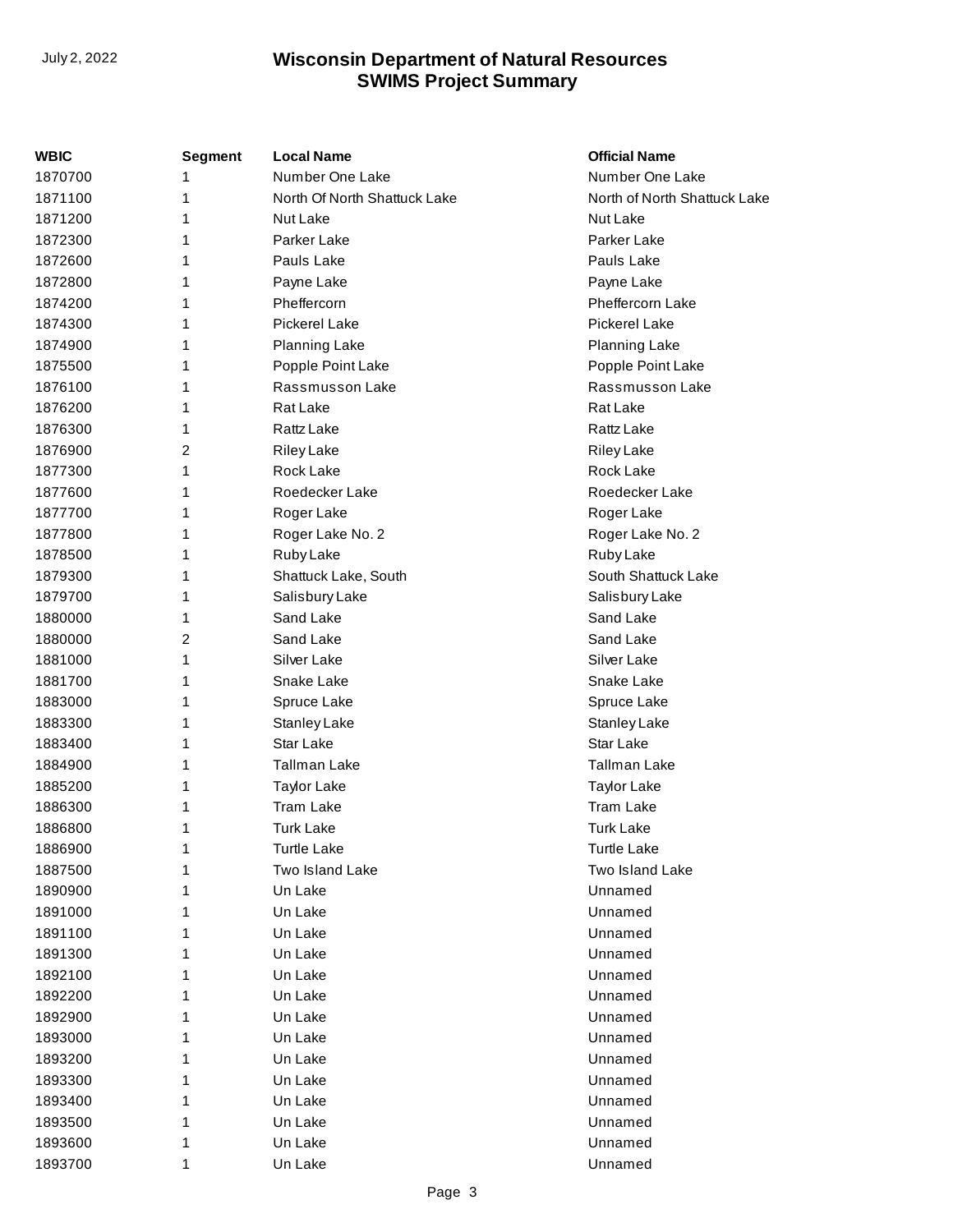| WBIC | Segment | Local Name | Official Name |
| --- | --- | --- | --- |
| 1870700 | 1 | Number One Lake | Number One Lake |
| 1871100 | 1 | North Of North Shattuck Lake | North of North Shattuck Lake |
| 1871200 | 1 | Nut Lake | Nut Lake |
| 1872300 | 1 | Parker Lake | Parker Lake |
| 1872600 | 1 | Pauls Lake | Pauls Lake |
| 1872800 | 1 | Payne Lake | Payne Lake |
| 1874200 | 1 | Pheffercorn | Pheffercorn Lake |
| 1874300 | 1 | Pickerel Lake | Pickerel Lake |
| 1874900 | 1 | Planning Lake | Planning Lake |
| 1875500 | 1 | Popple Point Lake | Popple Point Lake |
| 1876100 | 1 | Rassmusson Lake | Rassmusson Lake |
| 1876200 | 1 | Rat Lake | Rat Lake |
| 1876300 | 1 | Rattz Lake | Rattz Lake |
| 1876900 | 2 | Riley Lake | Riley Lake |
| 1877300 | 1 | Rock Lake | Rock Lake |
| 1877600 | 1 | Roedecker Lake | Roedecker Lake |
| 1877700 | 1 | Roger Lake | Roger Lake |
| 1877800 | 1 | Roger Lake No. 2 | Roger Lake No. 2 |
| 1878500 | 1 | Ruby Lake | Ruby Lake |
| 1879300 | 1 | Shattuck Lake, South | South Shattuck Lake |
| 1879700 | 1 | Salisbury Lake | Salisbury Lake |
| 1880000 | 1 | Sand Lake | Sand Lake |
| 1880000 | 2 | Sand Lake | Sand Lake |
| 1881000 | 1 | Silver Lake | Silver Lake |
| 1881700 | 1 | Snake Lake | Snake Lake |
| 1883000 | 1 | Spruce Lake | Spruce Lake |
| 1883300 | 1 | Stanley Lake | Stanley Lake |
| 1883400 | 1 | Star Lake | Star Lake |
| 1884900 | 1 | Tallman Lake | Tallman Lake |
| 1885200 | 1 | Taylor Lake | Taylor Lake |
| 1886300 | 1 | Tram Lake | Tram Lake |
| 1886800 | 1 | Turk Lake | Turk Lake |
| 1886900 | 1 | Turtle Lake | Turtle Lake |
| 1887500 | 1 | Two Island Lake | Two Island Lake |
| 1890900 | 1 | Un Lake | Unnamed |
| 1891000 | 1 | Un Lake | Unnamed |
| 1891100 | 1 | Un Lake | Unnamed |
| 1891300 | 1 | Un Lake | Unnamed |
| 1892100 | 1 | Un Lake | Unnamed |
| 1892200 | 1 | Un Lake | Unnamed |
| 1892900 | 1 | Un Lake | Unnamed |
| 1893000 | 1 | Un Lake | Unnamed |
| 1893200 | 1 | Un Lake | Unnamed |
| 1893300 | 1 | Un Lake | Unnamed |
| 1893400 | 1 | Un Lake | Unnamed |
| 1893500 | 1 | Un Lake | Unnamed |
| 1893600 | 1 | Un Lake | Unnamed |
| 1893700 | 1 | Un Lake | Unnamed |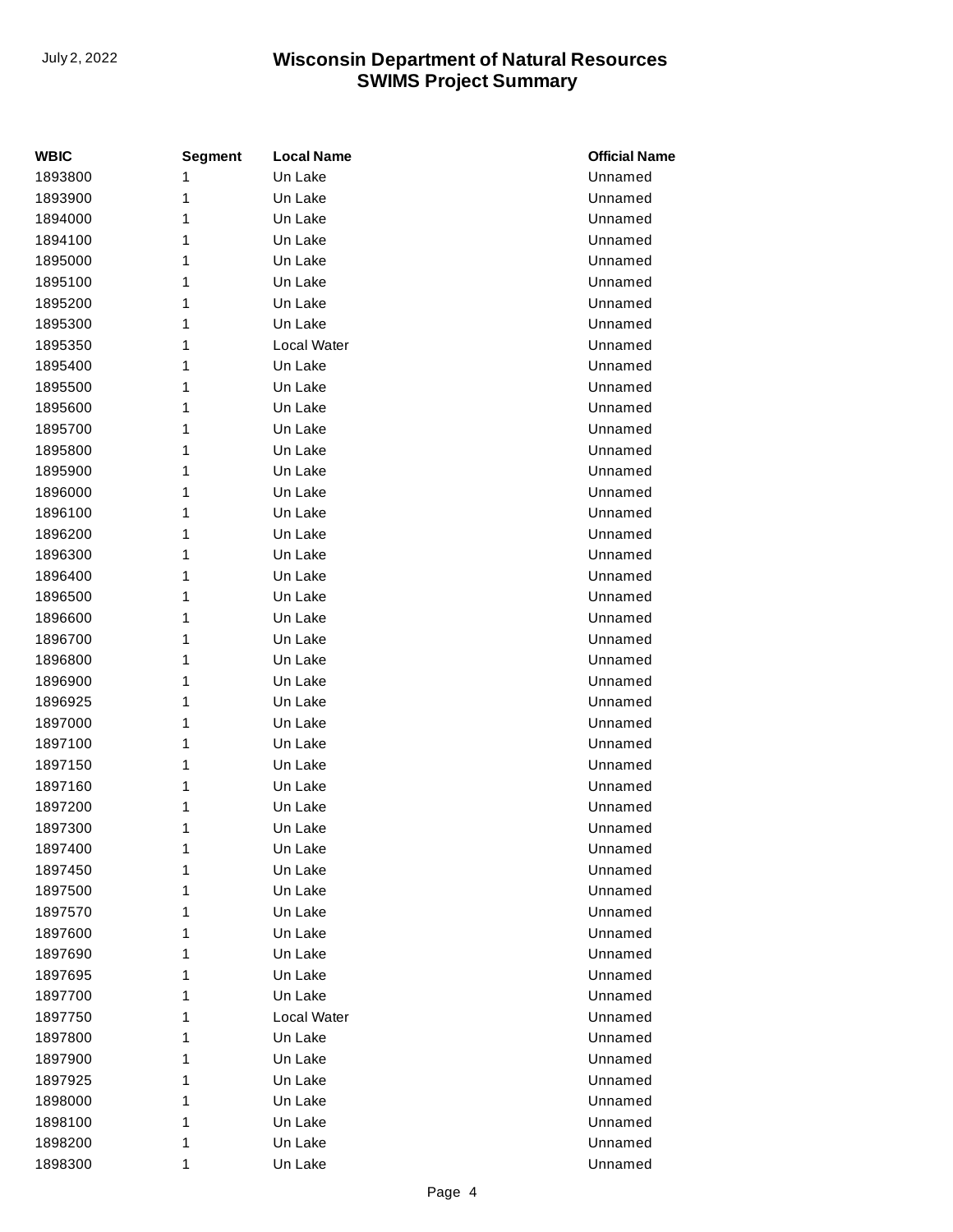| WBIC | Segment | Local Name | Official Name |
|---|---|---|---|
| 1893800 | 1 | Un Lake | Unnamed |
| 1893900 | 1 | Un Lake | Unnamed |
| 1894000 | 1 | Un Lake | Unnamed |
| 1894100 | 1 | Un Lake | Unnamed |
| 1895000 | 1 | Un Lake | Unnamed |
| 1895100 | 1 | Un Lake | Unnamed |
| 1895200 | 1 | Un Lake | Unnamed |
| 1895300 | 1 | Un Lake | Unnamed |
| 1895350 | 1 | Local Water | Unnamed |
| 1895400 | 1 | Un Lake | Unnamed |
| 1895500 | 1 | Un Lake | Unnamed |
| 1895600 | 1 | Un Lake | Unnamed |
| 1895700 | 1 | Un Lake | Unnamed |
| 1895800 | 1 | Un Lake | Unnamed |
| 1895900 | 1 | Un Lake | Unnamed |
| 1896000 | 1 | Un Lake | Unnamed |
| 1896100 | 1 | Un Lake | Unnamed |
| 1896200 | 1 | Un Lake | Unnamed |
| 1896300 | 1 | Un Lake | Unnamed |
| 1896400 | 1 | Un Lake | Unnamed |
| 1896500 | 1 | Un Lake | Unnamed |
| 1896600 | 1 | Un Lake | Unnamed |
| 1896700 | 1 | Un Lake | Unnamed |
| 1896800 | 1 | Un Lake | Unnamed |
| 1896900 | 1 | Un Lake | Unnamed |
| 1896925 | 1 | Un Lake | Unnamed |
| 1897000 | 1 | Un Lake | Unnamed |
| 1897100 | 1 | Un Lake | Unnamed |
| 1897150 | 1 | Un Lake | Unnamed |
| 1897160 | 1 | Un Lake | Unnamed |
| 1897200 | 1 | Un Lake | Unnamed |
| 1897300 | 1 | Un Lake | Unnamed |
| 1897400 | 1 | Un Lake | Unnamed |
| 1897450 | 1 | Un Lake | Unnamed |
| 1897500 | 1 | Un Lake | Unnamed |
| 1897570 | 1 | Un Lake | Unnamed |
| 1897600 | 1 | Un Lake | Unnamed |
| 1897690 | 1 | Un Lake | Unnamed |
| 1897695 | 1 | Un Lake | Unnamed |
| 1897700 | 1 | Un Lake | Unnamed |
| 1897750 | 1 | Local Water | Unnamed |
| 1897800 | 1 | Un Lake | Unnamed |
| 1897900 | 1 | Un Lake | Unnamed |
| 1897925 | 1 | Un Lake | Unnamed |
| 1898000 | 1 | Un Lake | Unnamed |
| 1898100 | 1 | Un Lake | Unnamed |
| 1898200 | 1 | Un Lake | Unnamed |
| 1898300 | 1 | Un Lake | Unnamed |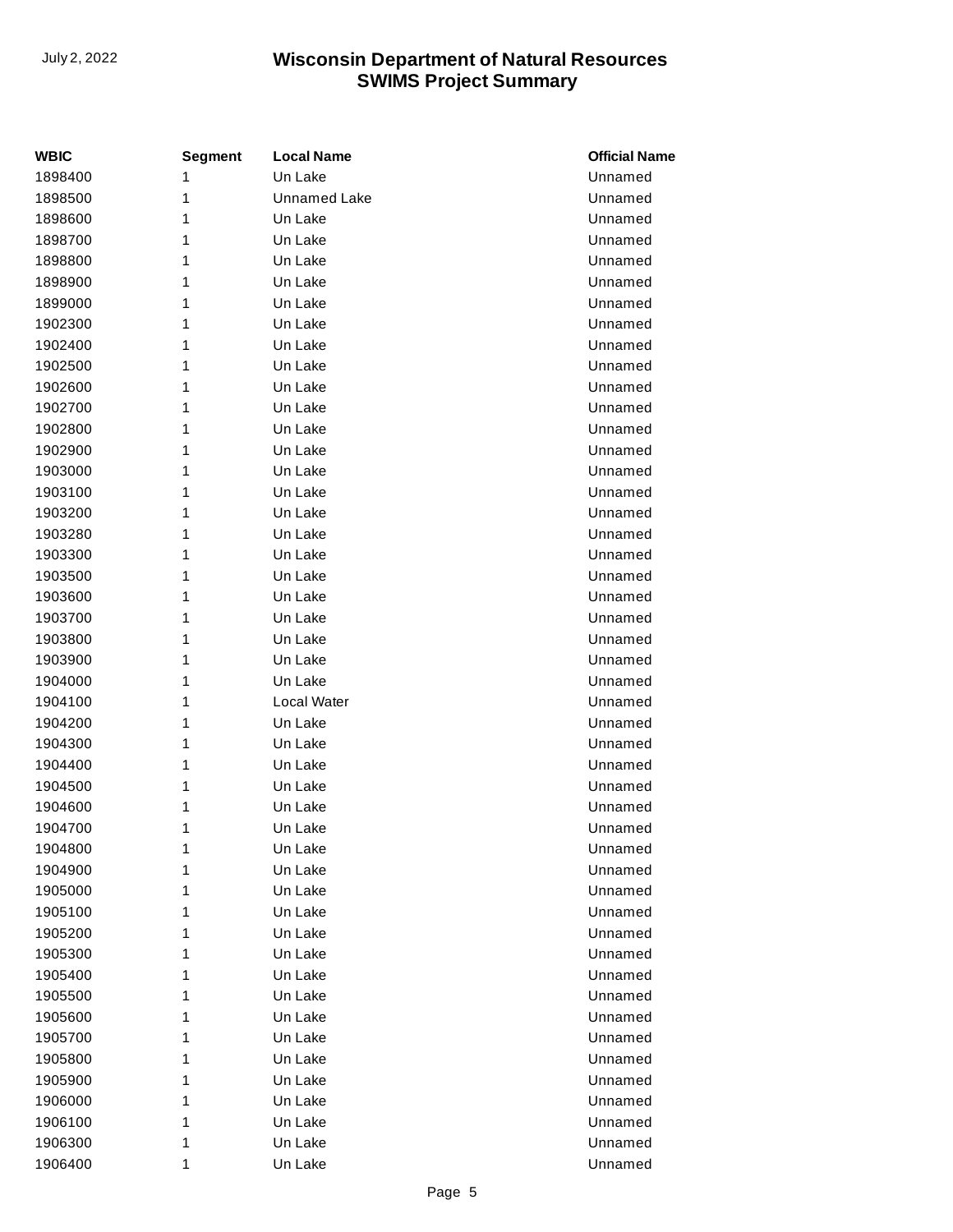| WBIC | Segment | Local Name | Official Name |
| --- | --- | --- | --- |
| 1898400 | 1 | Un Lake | Unnamed |
| 1898500 | 1 | Unnamed Lake | Unnamed |
| 1898600 | 1 | Un Lake | Unnamed |
| 1898700 | 1 | Un Lake | Unnamed |
| 1898800 | 1 | Un Lake | Unnamed |
| 1898900 | 1 | Un Lake | Unnamed |
| 1899000 | 1 | Un Lake | Unnamed |
| 1902300 | 1 | Un Lake | Unnamed |
| 1902400 | 1 | Un Lake | Unnamed |
| 1902500 | 1 | Un Lake | Unnamed |
| 1902600 | 1 | Un Lake | Unnamed |
| 1902700 | 1 | Un Lake | Unnamed |
| 1902800 | 1 | Un Lake | Unnamed |
| 1902900 | 1 | Un Lake | Unnamed |
| 1903000 | 1 | Un Lake | Unnamed |
| 1903100 | 1 | Un Lake | Unnamed |
| 1903200 | 1 | Un Lake | Unnamed |
| 1903280 | 1 | Un Lake | Unnamed |
| 1903300 | 1 | Un Lake | Unnamed |
| 1903500 | 1 | Un Lake | Unnamed |
| 1903600 | 1 | Un Lake | Unnamed |
| 1903700 | 1 | Un Lake | Unnamed |
| 1903800 | 1 | Un Lake | Unnamed |
| 1903900 | 1 | Un Lake | Unnamed |
| 1904000 | 1 | Un Lake | Unnamed |
| 1904100 | 1 | Local Water | Unnamed |
| 1904200 | 1 | Un Lake | Unnamed |
| 1904300 | 1 | Un Lake | Unnamed |
| 1904400 | 1 | Un Lake | Unnamed |
| 1904500 | 1 | Un Lake | Unnamed |
| 1904600 | 1 | Un Lake | Unnamed |
| 1904700 | 1 | Un Lake | Unnamed |
| 1904800 | 1 | Un Lake | Unnamed |
| 1904900 | 1 | Un Lake | Unnamed |
| 1905000 | 1 | Un Lake | Unnamed |
| 1905100 | 1 | Un Lake | Unnamed |
| 1905200 | 1 | Un Lake | Unnamed |
| 1905300 | 1 | Un Lake | Unnamed |
| 1905400 | 1 | Un Lake | Unnamed |
| 1905500 | 1 | Un Lake | Unnamed |
| 1905600 | 1 | Un Lake | Unnamed |
| 1905700 | 1 | Un Lake | Unnamed |
| 1905800 | 1 | Un Lake | Unnamed |
| 1905900 | 1 | Un Lake | Unnamed |
| 1906000 | 1 | Un Lake | Unnamed |
| 1906100 | 1 | Un Lake | Unnamed |
| 1906300 | 1 | Un Lake | Unnamed |
| 1906400 | 1 | Un Lake | Unnamed |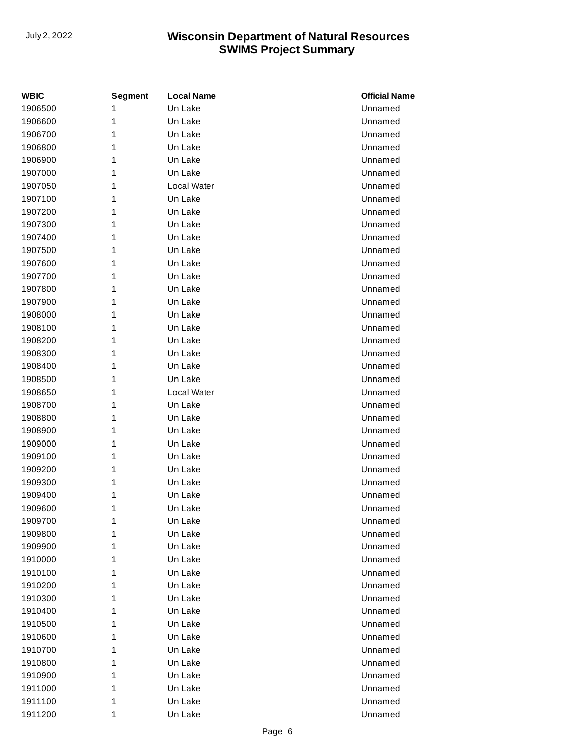| WBIC | Segment | Local Name | Official Name |
|---|---|---|---|
| 1906500 | 1 | Un Lake | Unnamed |
| 1906600 | 1 | Un Lake | Unnamed |
| 1906700 | 1 | Un Lake | Unnamed |
| 1906800 | 1 | Un Lake | Unnamed |
| 1906900 | 1 | Un Lake | Unnamed |
| 1907000 | 1 | Un Lake | Unnamed |
| 1907050 | 1 | Local Water | Unnamed |
| 1907100 | 1 | Un Lake | Unnamed |
| 1907200 | 1 | Un Lake | Unnamed |
| 1907300 | 1 | Un Lake | Unnamed |
| 1907400 | 1 | Un Lake | Unnamed |
| 1907500 | 1 | Un Lake | Unnamed |
| 1907600 | 1 | Un Lake | Unnamed |
| 1907700 | 1 | Un Lake | Unnamed |
| 1907800 | 1 | Un Lake | Unnamed |
| 1907900 | 1 | Un Lake | Unnamed |
| 1908000 | 1 | Un Lake | Unnamed |
| 1908100 | 1 | Un Lake | Unnamed |
| 1908200 | 1 | Un Lake | Unnamed |
| 1908300 | 1 | Un Lake | Unnamed |
| 1908400 | 1 | Un Lake | Unnamed |
| 1908500 | 1 | Un Lake | Unnamed |
| 1908650 | 1 | Local Water | Unnamed |
| 1908700 | 1 | Un Lake | Unnamed |
| 1908800 | 1 | Un Lake | Unnamed |
| 1908900 | 1 | Un Lake | Unnamed |
| 1909000 | 1 | Un Lake | Unnamed |
| 1909100 | 1 | Un Lake | Unnamed |
| 1909200 | 1 | Un Lake | Unnamed |
| 1909300 | 1 | Un Lake | Unnamed |
| 1909400 | 1 | Un Lake | Unnamed |
| 1909600 | 1 | Un Lake | Unnamed |
| 1909700 | 1 | Un Lake | Unnamed |
| 1909800 | 1 | Un Lake | Unnamed |
| 1909900 | 1 | Un Lake | Unnamed |
| 1910000 | 1 | Un Lake | Unnamed |
| 1910100 | 1 | Un Lake | Unnamed |
| 1910200 | 1 | Un Lake | Unnamed |
| 1910300 | 1 | Un Lake | Unnamed |
| 1910400 | 1 | Un Lake | Unnamed |
| 1910500 | 1 | Un Lake | Unnamed |
| 1910600 | 1 | Un Lake | Unnamed |
| 1910700 | 1 | Un Lake | Unnamed |
| 1910800 | 1 | Un Lake | Unnamed |
| 1910900 | 1 | Un Lake | Unnamed |
| 1911000 | 1 | Un Lake | Unnamed |
| 1911100 | 1 | Un Lake | Unnamed |
| 1911200 | 1 | Un Lake | Unnamed |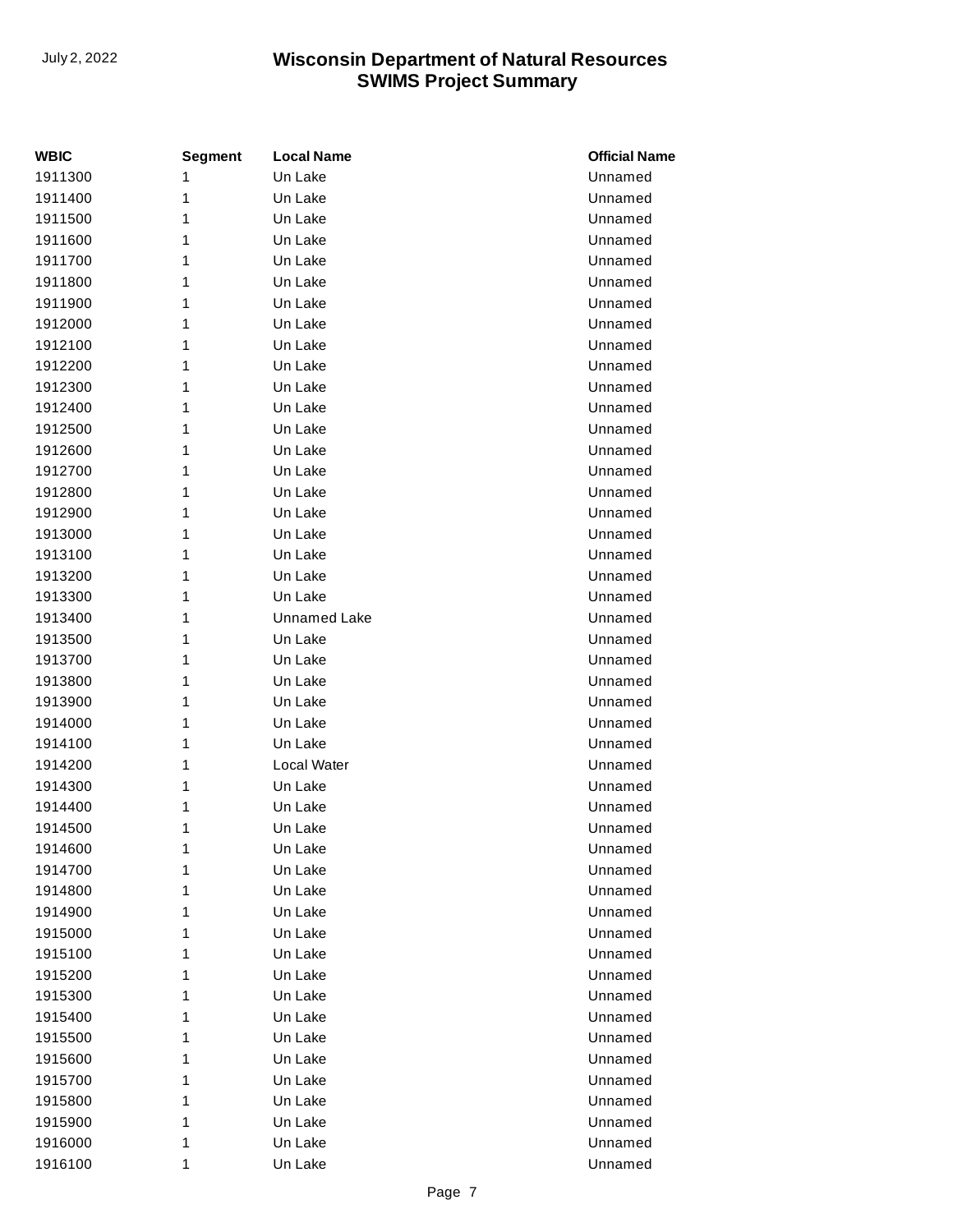| WBIC | Segment | Local Name | Official Name |
|---|---|---|---|
| 1911300 | 1 | Un Lake | Unnamed |
| 1911400 | 1 | Un Lake | Unnamed |
| 1911500 | 1 | Un Lake | Unnamed |
| 1911600 | 1 | Un Lake | Unnamed |
| 1911700 | 1 | Un Lake | Unnamed |
| 1911800 | 1 | Un Lake | Unnamed |
| 1911900 | 1 | Un Lake | Unnamed |
| 1912000 | 1 | Un Lake | Unnamed |
| 1912100 | 1 | Un Lake | Unnamed |
| 1912200 | 1 | Un Lake | Unnamed |
| 1912300 | 1 | Un Lake | Unnamed |
| 1912400 | 1 | Un Lake | Unnamed |
| 1912500 | 1 | Un Lake | Unnamed |
| 1912600 | 1 | Un Lake | Unnamed |
| 1912700 | 1 | Un Lake | Unnamed |
| 1912800 | 1 | Un Lake | Unnamed |
| 1912900 | 1 | Un Lake | Unnamed |
| 1913000 | 1 | Un Lake | Unnamed |
| 1913100 | 1 | Un Lake | Unnamed |
| 1913200 | 1 | Un Lake | Unnamed |
| 1913300 | 1 | Un Lake | Unnamed |
| 1913400 | 1 | Unnamed Lake | Unnamed |
| 1913500 | 1 | Un Lake | Unnamed |
| 1913700 | 1 | Un Lake | Unnamed |
| 1913800 | 1 | Un Lake | Unnamed |
| 1913900 | 1 | Un Lake | Unnamed |
| 1914000 | 1 | Un Lake | Unnamed |
| 1914100 | 1 | Un Lake | Unnamed |
| 1914200 | 1 | Local Water | Unnamed |
| 1914300 | 1 | Un Lake | Unnamed |
| 1914400 | 1 | Un Lake | Unnamed |
| 1914500 | 1 | Un Lake | Unnamed |
| 1914600 | 1 | Un Lake | Unnamed |
| 1914700 | 1 | Un Lake | Unnamed |
| 1914800 | 1 | Un Lake | Unnamed |
| 1914900 | 1 | Un Lake | Unnamed |
| 1915000 | 1 | Un Lake | Unnamed |
| 1915100 | 1 | Un Lake | Unnamed |
| 1915200 | 1 | Un Lake | Unnamed |
| 1915300 | 1 | Un Lake | Unnamed |
| 1915400 | 1 | Un Lake | Unnamed |
| 1915500 | 1 | Un Lake | Unnamed |
| 1915600 | 1 | Un Lake | Unnamed |
| 1915700 | 1 | Un Lake | Unnamed |
| 1915800 | 1 | Un Lake | Unnamed |
| 1915900 | 1 | Un Lake | Unnamed |
| 1916000 | 1 | Un Lake | Unnamed |
| 1916100 | 1 | Un Lake | Unnamed |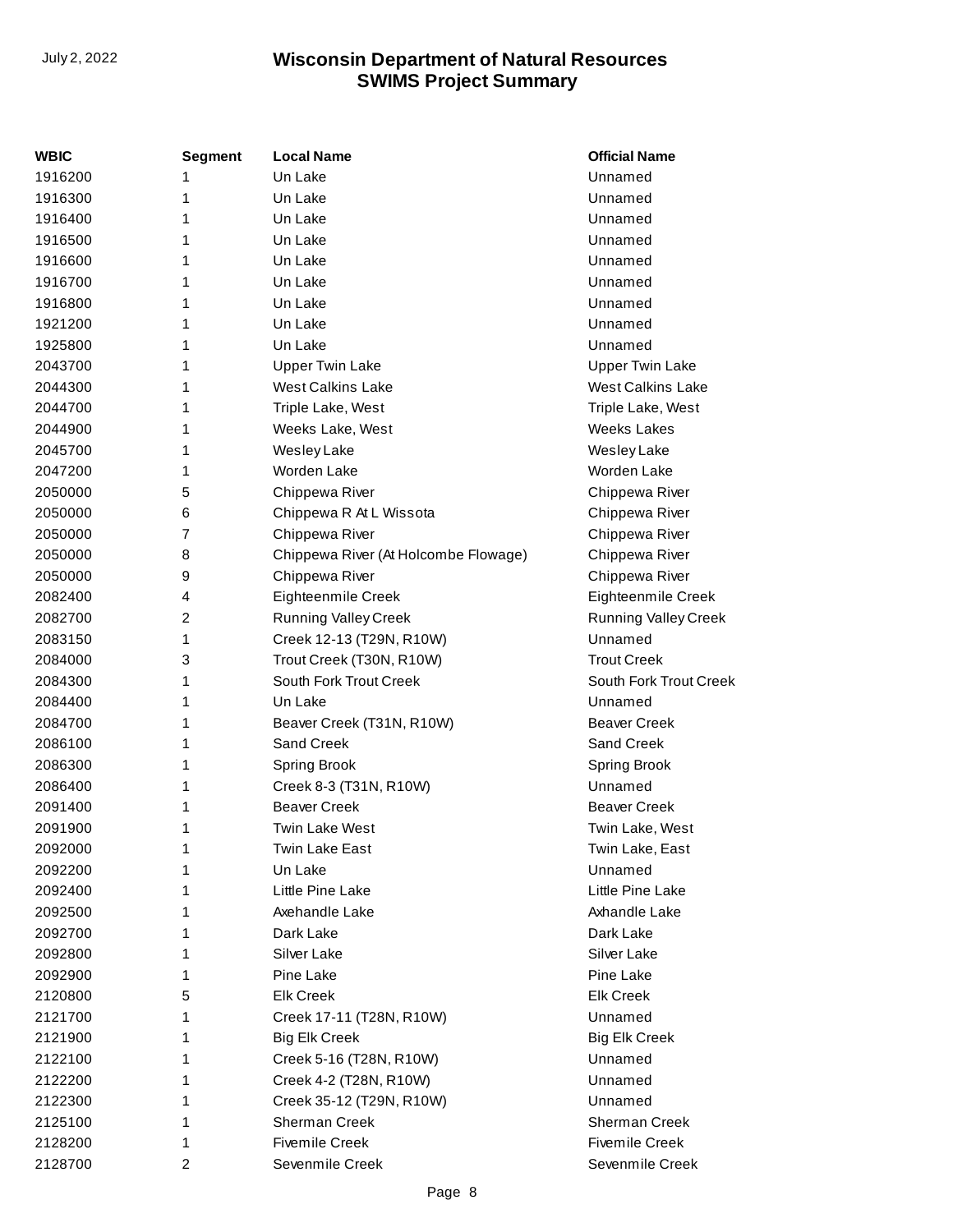| WBIC | Segment | Local Name | Official Name |
| --- | --- | --- | --- |
| 1916200 | 1 | Un Lake | Unnamed |
| 1916300 | 1 | Un Lake | Unnamed |
| 1916400 | 1 | Un Lake | Unnamed |
| 1916500 | 1 | Un Lake | Unnamed |
| 1916600 | 1 | Un Lake | Unnamed |
| 1916700 | 1 | Un Lake | Unnamed |
| 1916800 | 1 | Un Lake | Unnamed |
| 1921200 | 1 | Un Lake | Unnamed |
| 1925800 | 1 | Un Lake | Unnamed |
| 2043700 | 1 | Upper Twin Lake | Upper Twin Lake |
| 2044300 | 1 | West Calkins Lake | West Calkins Lake |
| 2044700 | 1 | Triple Lake, West | Triple Lake, West |
| 2044900 | 1 | Weeks Lake, West | Weeks Lakes |
| 2045700 | 1 | Wesley Lake | Wesley Lake |
| 2047200 | 1 | Worden Lake | Worden Lake |
| 2050000 | 5 | Chippewa River | Chippewa River |
| 2050000 | 6 | Chippewa R At L Wissota | Chippewa River |
| 2050000 | 7 | Chippewa River | Chippewa River |
| 2050000 | 8 | Chippewa River (At Holcombe Flowage) | Chippewa River |
| 2050000 | 9 | Chippewa River | Chippewa River |
| 2082400 | 4 | Eighteenmile Creek | Eighteenmile Creek |
| 2082700 | 2 | Running Valley Creek | Running Valley Creek |
| 2083150 | 1 | Creek 12-13 (T29N, R10W) | Unnamed |
| 2084000 | 3 | Trout Creek (T30N, R10W) | Trout Creek |
| 2084300 | 1 | South Fork Trout Creek | South Fork Trout Creek |
| 2084400 | 1 | Un Lake | Unnamed |
| 2084700 | 1 | Beaver Creek (T31N, R10W) | Beaver Creek |
| 2086100 | 1 | Sand Creek | Sand Creek |
| 2086300 | 1 | Spring Brook | Spring Brook |
| 2086400 | 1 | Creek 8-3 (T31N, R10W) | Unnamed |
| 2091400 | 1 | Beaver Creek | Beaver Creek |
| 2091900 | 1 | Twin Lake West | Twin Lake, West |
| 2092000 | 1 | Twin Lake East | Twin Lake, East |
| 2092200 | 1 | Un Lake | Unnamed |
| 2092400 | 1 | Little Pine Lake | Little Pine Lake |
| 2092500 | 1 | Axehandle Lake | Axhandle Lake |
| 2092700 | 1 | Dark Lake | Dark Lake |
| 2092800 | 1 | Silver Lake | Silver Lake |
| 2092900 | 1 | Pine Lake | Pine Lake |
| 2120800 | 5 | Elk Creek | Elk Creek |
| 2121700 | 1 | Creek 17-11 (T28N, R10W) | Unnamed |
| 2121900 | 1 | Big Elk Creek | Big Elk Creek |
| 2122100 | 1 | Creek 5-16 (T28N, R10W) | Unnamed |
| 2122200 | 1 | Creek 4-2 (T28N, R10W) | Unnamed |
| 2122300 | 1 | Creek 35-12 (T29N, R10W) | Unnamed |
| 2125100 | 1 | Sherman Creek | Sherman Creek |
| 2128200 | 1 | Fivemile Creek | Fivemile Creek |
| 2128700 | 2 | Sevenmile Creek | Sevenmile Creek |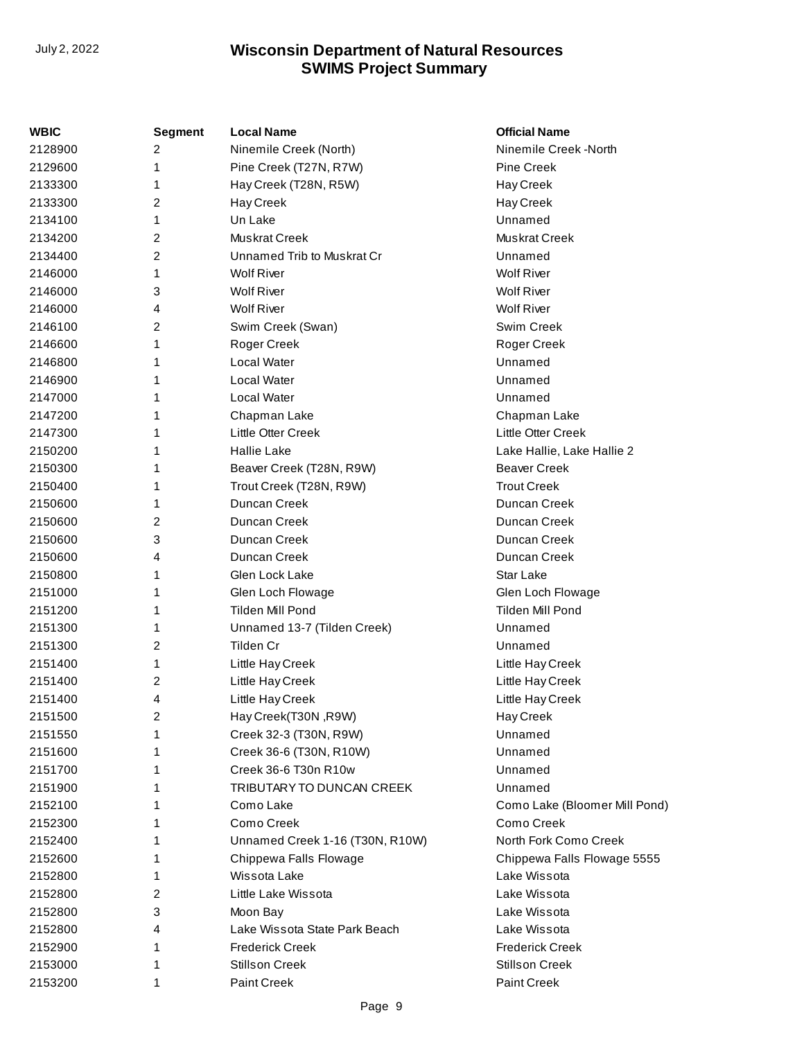| WBIC | Segment | Local Name | Official Name |
|---|---|---|---|
| 2128900 | 2 | Ninemile Creek (North) | Ninemile Creek -North |
| 2129600 | 1 | Pine Creek (T27N, R7W) | Pine Creek |
| 2133300 | 1 | Hay Creek (T28N, R5W) | Hay Creek |
| 2133300 | 2 | Hay Creek | Hay Creek |
| 2134100 | 1 | Un Lake | Unnamed |
| 2134200 | 2 | Muskrat Creek | Muskrat Creek |
| 2134400 | 2 | Unnamed Trib to Muskrat Cr | Unnamed |
| 2146000 | 1 | Wolf River | Wolf River |
| 2146000 | 3 | Wolf River | Wolf River |
| 2146000 | 4 | Wolf River | Wolf River |
| 2146100 | 2 | Swim Creek (Swan) | Swim Creek |
| 2146600 | 1 | Roger Creek | Roger Creek |
| 2146800 | 1 | Local Water | Unnamed |
| 2146900 | 1 | Local Water | Unnamed |
| 2147000 | 1 | Local Water | Unnamed |
| 2147200 | 1 | Chapman Lake | Chapman Lake |
| 2147300 | 1 | Little Otter Creek | Little Otter Creek |
| 2150200 | 1 | Hallie Lake | Lake Hallie, Lake Hallie 2 |
| 2150300 | 1 | Beaver Creek (T28N, R9W) | Beaver Creek |
| 2150400 | 1 | Trout Creek (T28N, R9W) | Trout Creek |
| 2150600 | 1 | Duncan Creek | Duncan Creek |
| 2150600 | 2 | Duncan Creek | Duncan Creek |
| 2150600 | 3 | Duncan Creek | Duncan Creek |
| 2150600 | 4 | Duncan Creek | Duncan Creek |
| 2150800 | 1 | Glen Lock Lake | Star Lake |
| 2151000 | 1 | Glen Loch Flowage | Glen Loch Flowage |
| 2151200 | 1 | Tilden Mill Pond | Tilden Mill Pond |
| 2151300 | 1 | Unnamed 13-7 (Tilden Creek) | Unnamed |
| 2151300 | 2 | Tilden Cr | Unnamed |
| 2151400 | 1 | Little Hay Creek | Little Hay Creek |
| 2151400 | 2 | Little Hay Creek | Little Hay Creek |
| 2151400 | 4 | Little Hay Creek | Little Hay Creek |
| 2151500 | 2 | Hay Creek(T30N ,R9W) | Hay Creek |
| 2151550 | 1 | Creek 32-3 (T30N, R9W) | Unnamed |
| 2151600 | 1 | Creek 36-6 (T30N, R10W) | Unnamed |
| 2151700 | 1 | Creek 36-6 T30n R10w | Unnamed |
| 2151900 | 1 | TRIBUTARY TO DUNCAN CREEK | Unnamed |
| 2152100 | 1 | Como Lake | Como Lake (Bloomer Mill Pond) |
| 2152300 | 1 | Como Creek | Como Creek |
| 2152400 | 1 | Unnamed Creek 1-16 (T30N, R10W) | North Fork Como Creek |
| 2152600 | 1 | Chippewa Falls Flowage | Chippewa Falls Flowage 5555 |
| 2152800 | 1 | Wissota Lake | Lake Wissota |
| 2152800 | 2 | Little Lake Wissota | Lake Wissota |
| 2152800 | 3 | Moon Bay | Lake Wissota |
| 2152800 | 4 | Lake Wissota State Park Beach | Lake Wissota |
| 2152900 | 1 | Frederick Creek | Frederick Creek |
| 2153000 | 1 | Stillson Creek | Stillson Creek |
| 2153200 | 1 | Paint Creek | Paint Creek |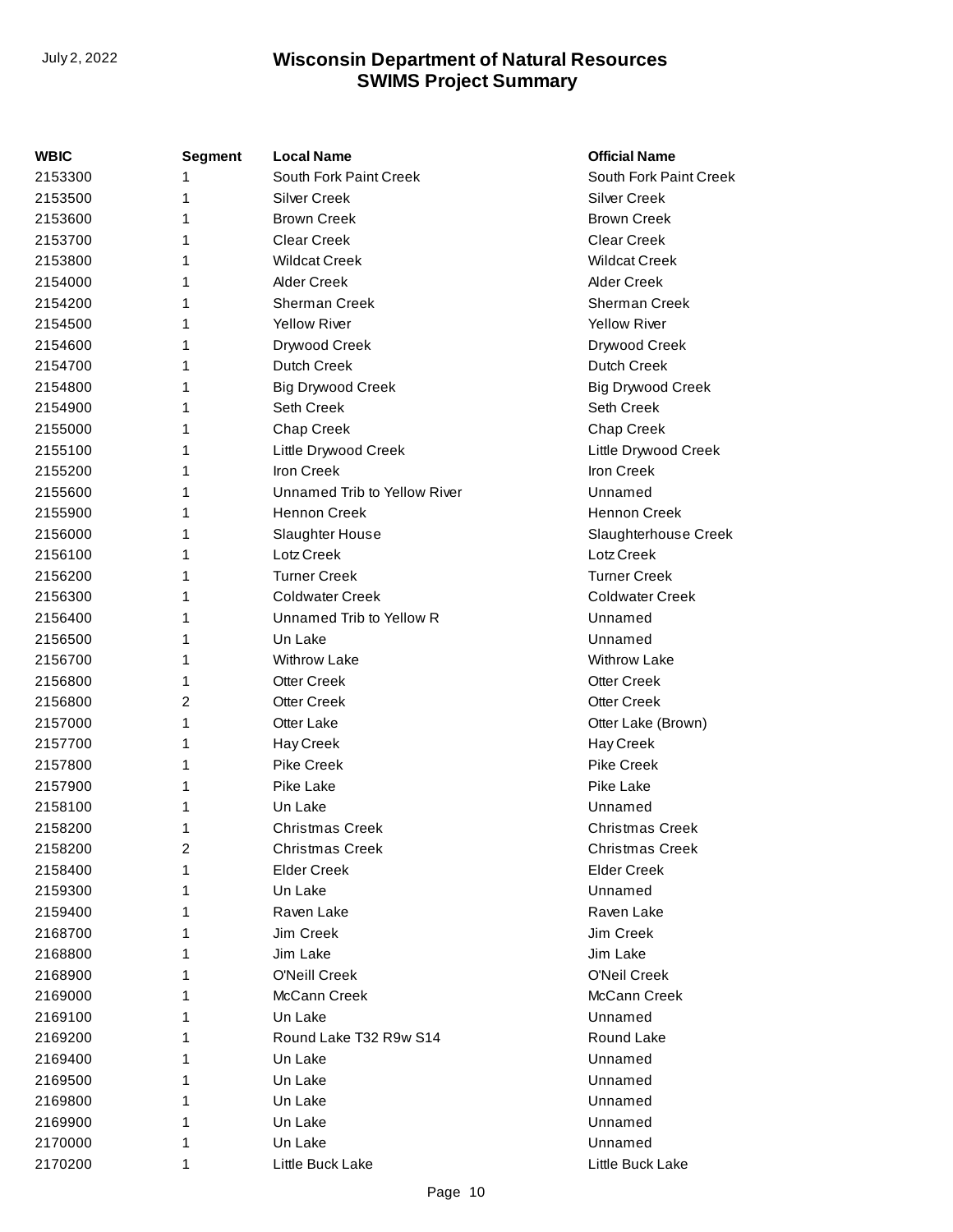| WBIC | Segment | Local Name | Official Name |
|---|---|---|---|
| 2153300 | 1 | South Fork Paint Creek | South Fork Paint Creek |
| 2153500 | 1 | Silver Creek | Silver Creek |
| 2153600 | 1 | Brown Creek | Brown Creek |
| 2153700 | 1 | Clear Creek | Clear Creek |
| 2153800 | 1 | Wildcat Creek | Wildcat Creek |
| 2154000 | 1 | Alder Creek | Alder Creek |
| 2154200 | 1 | Sherman Creek | Sherman Creek |
| 2154500 | 1 | Yellow River | Yellow River |
| 2154600 | 1 | Drywood Creek | Drywood Creek |
| 2154700 | 1 | Dutch Creek | Dutch Creek |
| 2154800 | 1 | Big Drywood Creek | Big Drywood Creek |
| 2154900 | 1 | Seth Creek | Seth Creek |
| 2155000 | 1 | Chap Creek | Chap Creek |
| 2155100 | 1 | Little Drywood Creek | Little Drywood Creek |
| 2155200 | 1 | Iron Creek | Iron Creek |
| 2155600 | 1 | Unnamed Trib to Yellow River | Unnamed |
| 2155900 | 1 | Hennon Creek | Hennon Creek |
| 2156000 | 1 | Slaughter House | Slaughterhouse Creek |
| 2156100 | 1 | Lotz Creek | Lotz Creek |
| 2156200 | 1 | Turner Creek | Turner Creek |
| 2156300 | 1 | Coldwater Creek | Coldwater Creek |
| 2156400 | 1 | Unnamed Trib to Yellow R | Unnamed |
| 2156500 | 1 | Un Lake | Unnamed |
| 2156700 | 1 | Withrow Lake | Withrow Lake |
| 2156800 | 1 | Otter Creek | Otter Creek |
| 2156800 | 2 | Otter Creek | Otter Creek |
| 2157000 | 1 | Otter Lake | Otter Lake (Brown) |
| 2157700 | 1 | Hay Creek | Hay Creek |
| 2157800 | 1 | Pike Creek | Pike Creek |
| 2157900 | 1 | Pike Lake | Pike Lake |
| 2158100 | 1 | Un Lake | Unnamed |
| 2158200 | 1 | Christmas Creek | Christmas Creek |
| 2158200 | 2 | Christmas Creek | Christmas Creek |
| 2158400 | 1 | Elder Creek | Elder Creek |
| 2159300 | 1 | Un Lake | Unnamed |
| 2159400 | 1 | Raven Lake | Raven Lake |
| 2168700 | 1 | Jim Creek | Jim Creek |
| 2168800 | 1 | Jim Lake | Jim Lake |
| 2168900 | 1 | O'Neill Creek | O'Neil Creek |
| 2169000 | 1 | McCann Creek | McCann Creek |
| 2169100 | 1 | Un Lake | Unnamed |
| 2169200 | 1 | Round Lake T32 R9w S14 | Round Lake |
| 2169400 | 1 | Un Lake | Unnamed |
| 2169500 | 1 | Un Lake | Unnamed |
| 2169800 | 1 | Un Lake | Unnamed |
| 2169900 | 1 | Un Lake | Unnamed |
| 2170000 | 1 | Un Lake | Unnamed |
| 2170200 | 1 | Little Buck Lake | Little Buck Lake |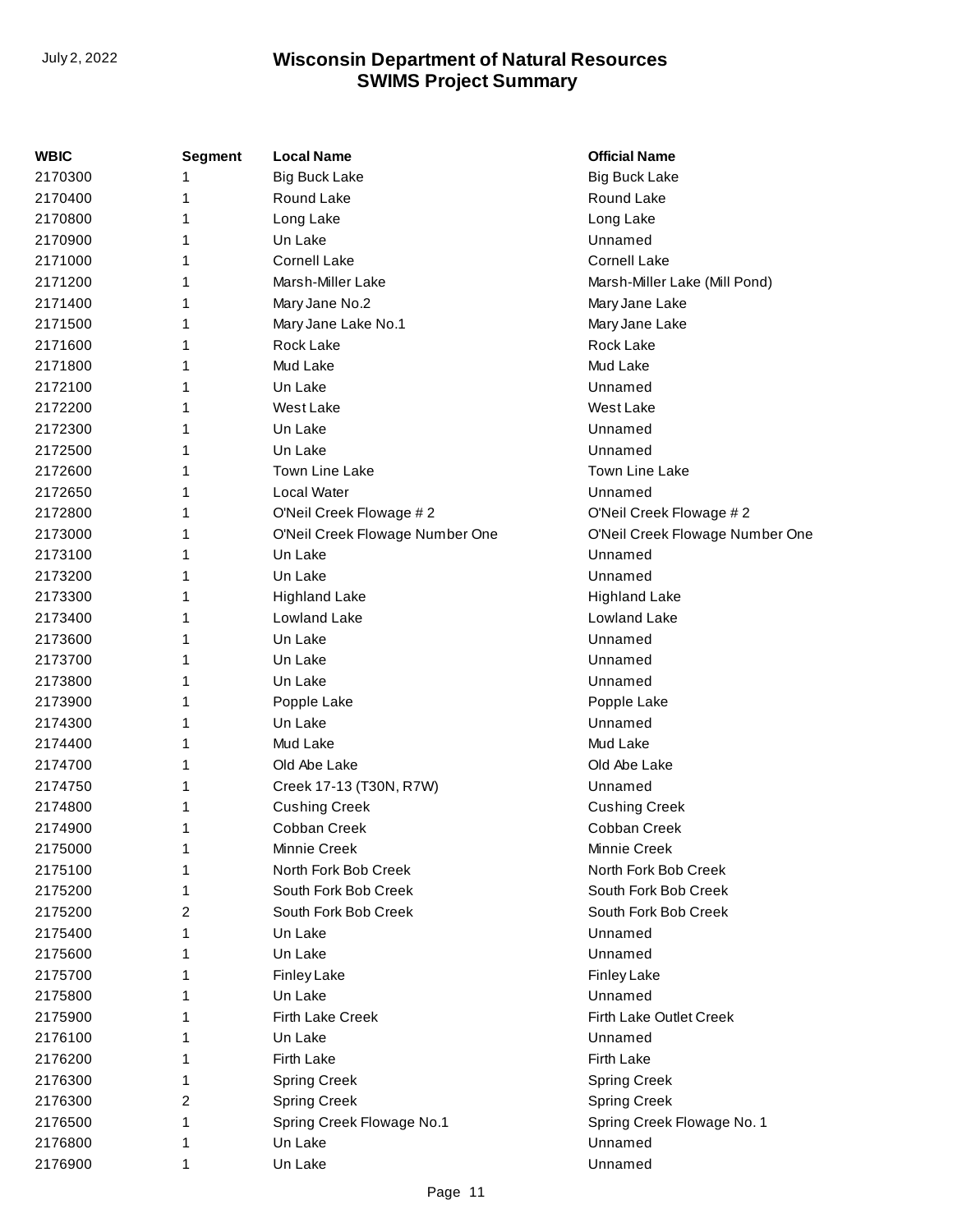| WBIC | Segment | Local Name | Official Name |
|---|---|---|---|
| 2170300 | 1 | Big Buck Lake | Big Buck Lake |
| 2170400 | 1 | Round Lake | Round Lake |
| 2170800 | 1 | Long Lake | Long Lake |
| 2170900 | 1 | Un Lake | Unnamed |
| 2171000 | 1 | Cornell Lake | Cornell Lake |
| 2171200 | 1 | Marsh-Miller Lake | Marsh-Miller Lake (Mill Pond) |
| 2171400 | 1 | Mary Jane No.2 | Mary Jane Lake |
| 2171500 | 1 | Mary Jane Lake No.1 | Mary Jane Lake |
| 2171600 | 1 | Rock Lake | Rock Lake |
| 2171800 | 1 | Mud Lake | Mud Lake |
| 2172100 | 1 | Un Lake | Unnamed |
| 2172200 | 1 | West Lake | West Lake |
| 2172300 | 1 | Un Lake | Unnamed |
| 2172500 | 1 | Un Lake | Unnamed |
| 2172600 | 1 | Town Line Lake | Town Line Lake |
| 2172650 | 1 | Local Water | Unnamed |
| 2172800 | 1 | O'Neil Creek Flowage # 2 | O'Neil Creek Flowage # 2 |
| 2173000 | 1 | O'Neil Creek Flowage Number One | O'Neil Creek Flowage Number One |
| 2173100 | 1 | Un Lake | Unnamed |
| 2173200 | 1 | Un Lake | Unnamed |
| 2173300 | 1 | Highland Lake | Highland Lake |
| 2173400 | 1 | Lowland Lake | Lowland Lake |
| 2173600 | 1 | Un Lake | Unnamed |
| 2173700 | 1 | Un Lake | Unnamed |
| 2173800 | 1 | Un Lake | Unnamed |
| 2173900 | 1 | Popple Lake | Popple Lake |
| 2174300 | 1 | Un Lake | Unnamed |
| 2174400 | 1 | Mud Lake | Mud Lake |
| 2174700 | 1 | Old Abe Lake | Old Abe Lake |
| 2174750 | 1 | Creek 17-13 (T30N, R7W) | Unnamed |
| 2174800 | 1 | Cushing Creek | Cushing Creek |
| 2174900 | 1 | Cobban Creek | Cobban Creek |
| 2175000 | 1 | Minnie Creek | Minnie Creek |
| 2175100 | 1 | North Fork Bob Creek | North Fork Bob Creek |
| 2175200 | 1 | South Fork Bob Creek | South Fork Bob Creek |
| 2175200 | 2 | South Fork Bob Creek | South Fork Bob Creek |
| 2175400 | 1 | Un Lake | Unnamed |
| 2175600 | 1 | Un Lake | Unnamed |
| 2175700 | 1 | Finley Lake | Finley Lake |
| 2175800 | 1 | Un Lake | Unnamed |
| 2175900 | 1 | Firth Lake Creek | Firth Lake Outlet Creek |
| 2176100 | 1 | Un Lake | Unnamed |
| 2176200 | 1 | Firth Lake | Firth Lake |
| 2176300 | 1 | Spring Creek | Spring Creek |
| 2176300 | 2 | Spring Creek | Spring Creek |
| 2176500 | 1 | Spring Creek Flowage No.1 | Spring Creek Flowage No. 1 |
| 2176800 | 1 | Un Lake | Unnamed |
| 2176900 | 1 | Un Lake | Unnamed |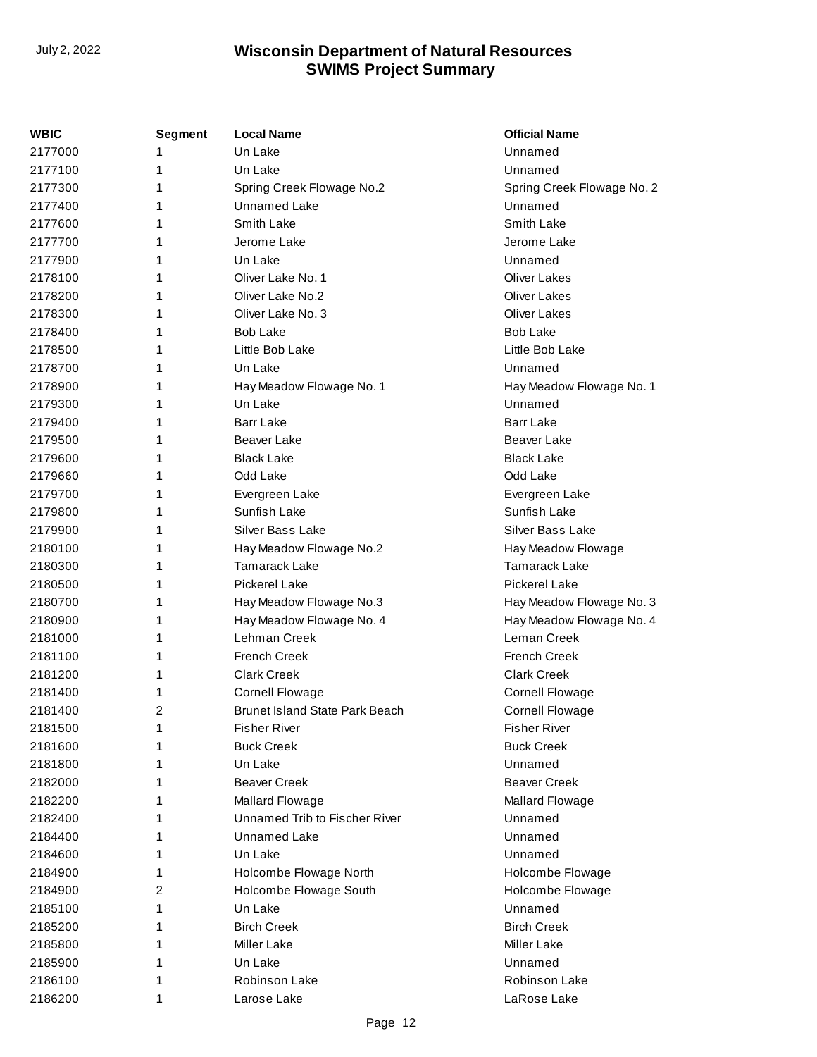| WBIC | Segment | Local Name | Official Name |
|---|---|---|---|
| 2177000 | 1 | Un Lake | Unnamed |
| 2177100 | 1 | Un Lake | Unnamed |
| 2177300 | 1 | Spring Creek Flowage No.2 | Spring Creek Flowage No. 2 |
| 2177400 | 1 | Unnamed Lake | Unnamed |
| 2177600 | 1 | Smith Lake | Smith Lake |
| 2177700 | 1 | Jerome Lake | Jerome Lake |
| 2177900 | 1 | Un Lake | Unnamed |
| 2178100 | 1 | Oliver Lake No. 1 | Oliver Lakes |
| 2178200 | 1 | Oliver Lake No.2 | Oliver Lakes |
| 2178300 | 1 | Oliver Lake No. 3 | Oliver Lakes |
| 2178400 | 1 | Bob Lake | Bob Lake |
| 2178500 | 1 | Little Bob Lake | Little Bob Lake |
| 2178700 | 1 | Un Lake | Unnamed |
| 2178900 | 1 | Hay Meadow Flowage No. 1 | Hay Meadow Flowage No. 1 |
| 2179300 | 1 | Un Lake | Unnamed |
| 2179400 | 1 | Barr Lake | Barr Lake |
| 2179500 | 1 | Beaver Lake | Beaver Lake |
| 2179600 | 1 | Black Lake | Black Lake |
| 2179660 | 1 | Odd Lake | Odd Lake |
| 2179700 | 1 | Evergreen Lake | Evergreen Lake |
| 2179800 | 1 | Sunfish Lake | Sunfish Lake |
| 2179900 | 1 | Silver Bass Lake | Silver Bass Lake |
| 2180100 | 1 | Hay Meadow Flowage No.2 | Hay Meadow Flowage |
| 2180300 | 1 | Tamarack Lake | Tamarack Lake |
| 2180500 | 1 | Pickerel Lake | Pickerel Lake |
| 2180700 | 1 | Hay Meadow Flowage No.3 | Hay Meadow Flowage No. 3 |
| 2180900 | 1 | Hay Meadow Flowage No. 4 | Hay Meadow Flowage No. 4 |
| 2181000 | 1 | Lehman Creek | Leman Creek |
| 2181100 | 1 | French Creek | French Creek |
| 2181200 | 1 | Clark Creek | Clark Creek |
| 2181400 | 1 | Cornell Flowage | Cornell Flowage |
| 2181400 | 2 | Brunet Island State Park Beach | Cornell Flowage |
| 2181500 | 1 | Fisher River | Fisher River |
| 2181600 | 1 | Buck Creek | Buck Creek |
| 2181800 | 1 | Un Lake | Unnamed |
| 2182000 | 1 | Beaver Creek | Beaver Creek |
| 2182200 | 1 | Mallard Flowage | Mallard Flowage |
| 2182400 | 1 | Unnamed Trib to Fischer River | Unnamed |
| 2184400 | 1 | Unnamed Lake | Unnamed |
| 2184600 | 1 | Un Lake | Unnamed |
| 2184900 | 1 | Holcombe Flowage North | Holcombe Flowage |
| 2184900 | 2 | Holcombe Flowage South | Holcombe Flowage |
| 2185100 | 1 | Un Lake | Unnamed |
| 2185200 | 1 | Birch Creek | Birch Creek |
| 2185800 | 1 | Miller Lake | Miller Lake |
| 2185900 | 1 | Un Lake | Unnamed |
| 2186100 | 1 | Robinson Lake | Robinson Lake |
| 2186200 | 1 | Larose Lake | LaRose Lake |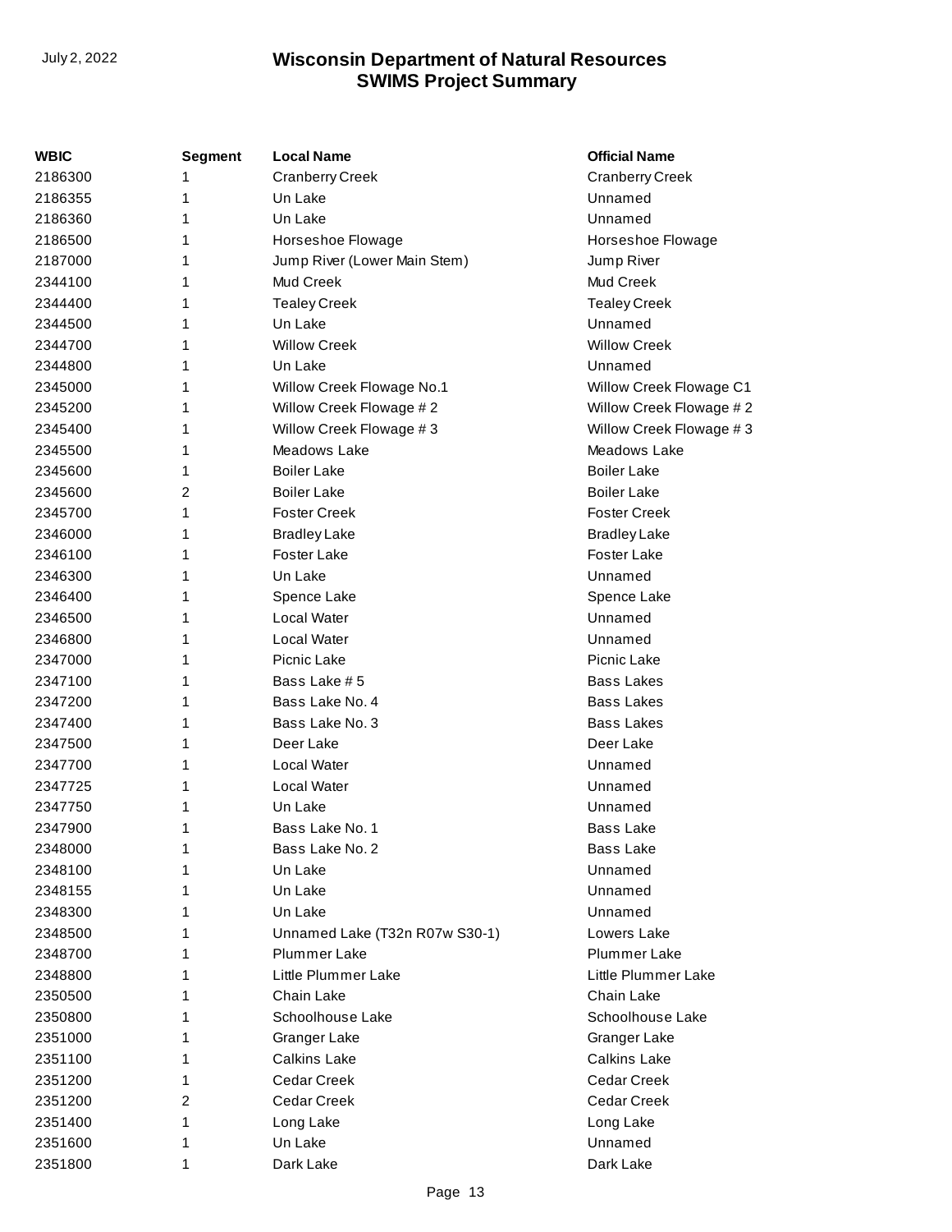| WBIC | Segment | Local Name | Official Name |
|---|---|---|---|
| 2186300 | 1 | Cranberry Creek | Cranberry Creek |
| 2186355 | 1 | Un Lake | Unnamed |
| 2186360 | 1 | Un Lake | Unnamed |
| 2186500 | 1 | Horseshoe Flowage | Horseshoe Flowage |
| 2187000 | 1 | Jump River (Lower Main Stem) | Jump River |
| 2344100 | 1 | Mud Creek | Mud Creek |
| 2344400 | 1 | Tealey Creek | Tealey Creek |
| 2344500 | 1 | Un Lake | Unnamed |
| 2344700 | 1 | Willow Creek | Willow Creek |
| 2344800 | 1 | Un Lake | Unnamed |
| 2345000 | 1 | Willow Creek Flowage No.1 | Willow Creek Flowage C1 |
| 2345200 | 1 | Willow Creek Flowage # 2 | Willow Creek Flowage # 2 |
| 2345400 | 1 | Willow Creek Flowage # 3 | Willow Creek Flowage # 3 |
| 2345500 | 1 | Meadows Lake | Meadows Lake |
| 2345600 | 1 | Boiler Lake | Boiler Lake |
| 2345600 | 2 | Boiler Lake | Boiler Lake |
| 2345700 | 1 | Foster Creek | Foster Creek |
| 2346000 | 1 | Bradley Lake | Bradley Lake |
| 2346100 | 1 | Foster Lake | Foster Lake |
| 2346300 | 1 | Un Lake | Unnamed |
| 2346400 | 1 | Spence Lake | Spence Lake |
| 2346500 | 1 | Local Water | Unnamed |
| 2346800 | 1 | Local Water | Unnamed |
| 2347000 | 1 | Picnic Lake | Picnic Lake |
| 2347100 | 1 | Bass Lake # 5 | Bass Lakes |
| 2347200 | 1 | Bass Lake No. 4 | Bass Lakes |
| 2347400 | 1 | Bass Lake No. 3 | Bass Lakes |
| 2347500 | 1 | Deer Lake | Deer Lake |
| 2347700 | 1 | Local Water | Unnamed |
| 2347725 | 1 | Local Water | Unnamed |
| 2347750 | 1 | Un Lake | Unnamed |
| 2347900 | 1 | Bass Lake No. 1 | Bass Lake |
| 2348000 | 1 | Bass Lake No. 2 | Bass Lake |
| 2348100 | 1 | Un Lake | Unnamed |
| 2348155 | 1 | Un Lake | Unnamed |
| 2348300 | 1 | Un Lake | Unnamed |
| 2348500 | 1 | Unnamed Lake (T32n R07w S30-1) | Lowers Lake |
| 2348700 | 1 | Plummer Lake | Plummer Lake |
| 2348800 | 1 | Little Plummer Lake | Little Plummer Lake |
| 2350500 | 1 | Chain Lake | Chain Lake |
| 2350800 | 1 | Schoolhouse Lake | Schoolhouse Lake |
| 2351000 | 1 | Granger Lake | Granger Lake |
| 2351100 | 1 | Calkins Lake | Calkins Lake |
| 2351200 | 1 | Cedar Creek | Cedar Creek |
| 2351200 | 2 | Cedar Creek | Cedar Creek |
| 2351400 | 1 | Long Lake | Long Lake |
| 2351600 | 1 | Un Lake | Unnamed |
| 2351800 | 1 | Dark Lake | Dark Lake |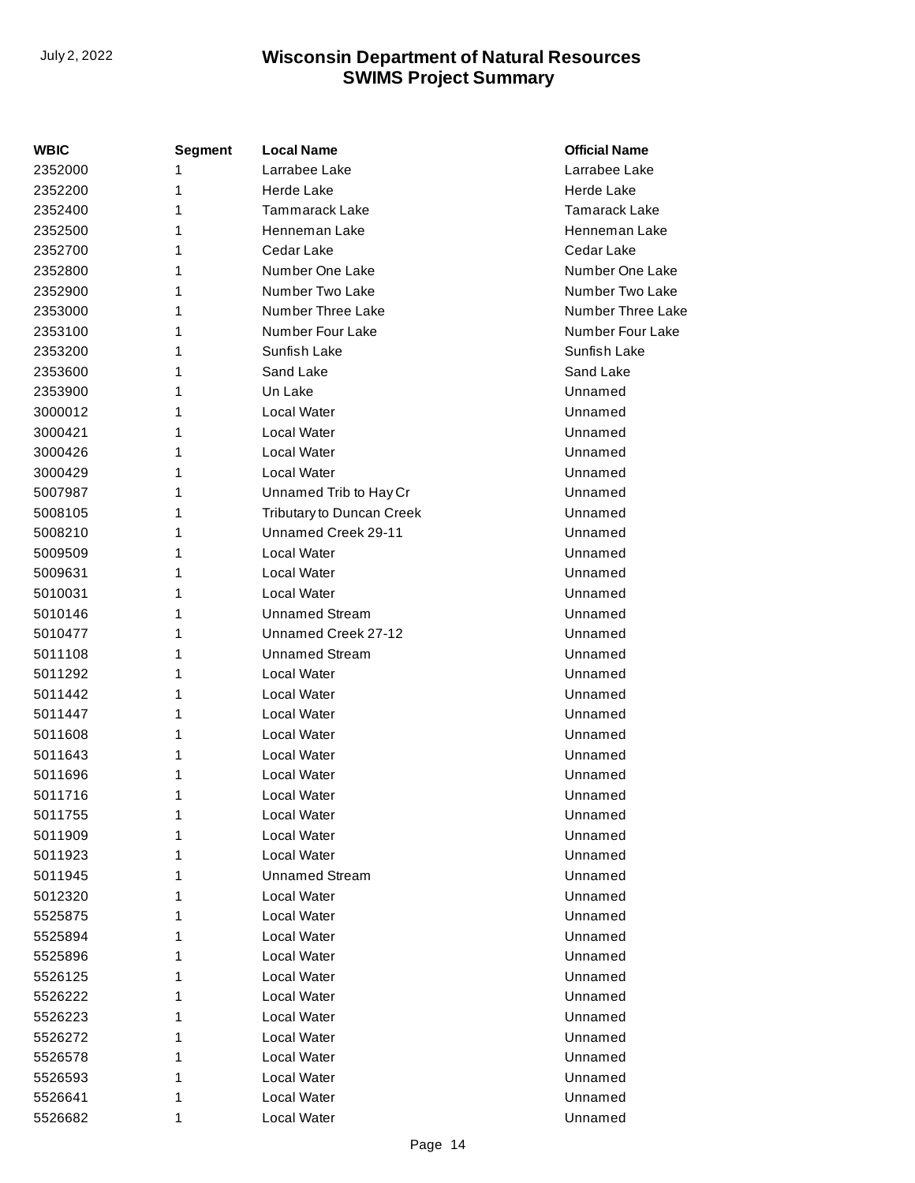| WBIC | Segment | Local Name | Official Name |
|---|---|---|---|
| 2352000 | 1 | Larrabee Lake | Larrabee Lake |
| 2352200 | 1 | Herde Lake | Herde Lake |
| 2352400 | 1 | Tammarack Lake | Tamarack Lake |
| 2352500 | 1 | Henneman Lake | Henneman Lake |
| 2352700 | 1 | Cedar Lake | Cedar Lake |
| 2352800 | 1 | Number One Lake | Number One Lake |
| 2352900 | 1 | Number Two Lake | Number Two Lake |
| 2353000 | 1 | Number Three Lake | Number Three Lake |
| 2353100 | 1 | Number Four Lake | Number Four Lake |
| 2353200 | 1 | Sunfish Lake | Sunfish Lake |
| 2353600 | 1 | Sand Lake | Sand Lake |
| 2353900 | 1 | Un Lake | Unnamed |
| 3000012 | 1 | Local Water | Unnamed |
| 3000421 | 1 | Local Water | Unnamed |
| 3000426 | 1 | Local Water | Unnamed |
| 3000429 | 1 | Local Water | Unnamed |
| 5007987 | 1 | Unnamed Trib to Hay Cr | Unnamed |
| 5008105 | 1 | Tributary to Duncan Creek | Unnamed |
| 5008210 | 1 | Unnamed Creek 29-11 | Unnamed |
| 5009509 | 1 | Local Water | Unnamed |
| 5009631 | 1 | Local Water | Unnamed |
| 5010031 | 1 | Local Water | Unnamed |
| 5010146 | 1 | Unnamed Stream | Unnamed |
| 5010477 | 1 | Unnamed Creek 27-12 | Unnamed |
| 5011108 | 1 | Unnamed Stream | Unnamed |
| 5011292 | 1 | Local Water | Unnamed |
| 5011442 | 1 | Local Water | Unnamed |
| 5011447 | 1 | Local Water | Unnamed |
| 5011608 | 1 | Local Water | Unnamed |
| 5011643 | 1 | Local Water | Unnamed |
| 5011696 | 1 | Local Water | Unnamed |
| 5011716 | 1 | Local Water | Unnamed |
| 5011755 | 1 | Local Water | Unnamed |
| 5011909 | 1 | Local Water | Unnamed |
| 5011923 | 1 | Local Water | Unnamed |
| 5011945 | 1 | Unnamed Stream | Unnamed |
| 5012320 | 1 | Local Water | Unnamed |
| 5525875 | 1 | Local Water | Unnamed |
| 5525894 | 1 | Local Water | Unnamed |
| 5525896 | 1 | Local Water | Unnamed |
| 5526125 | 1 | Local Water | Unnamed |
| 5526222 | 1 | Local Water | Unnamed |
| 5526223 | 1 | Local Water | Unnamed |
| 5526272 | 1 | Local Water | Unnamed |
| 5526578 | 1 | Local Water | Unnamed |
| 5526593 | 1 | Local Water | Unnamed |
| 5526641 | 1 | Local Water | Unnamed |
| 5526682 | 1 | Local Water | Unnamed |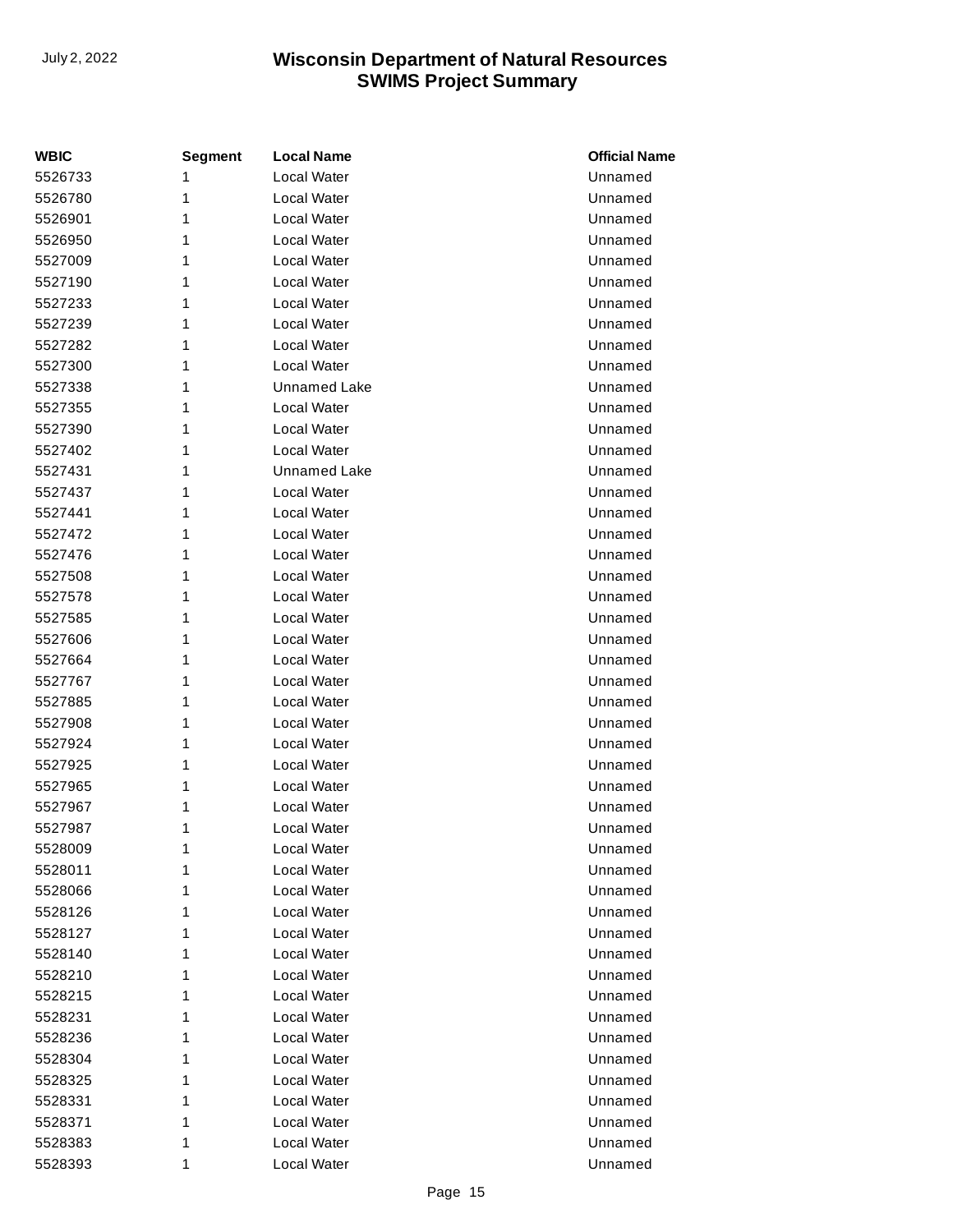| WBIC | Segment | Local Name | Official Name |
|---|---|---|---|
| 5526733 | 1 | Local Water | Unnamed |
| 5526780 | 1 | Local Water | Unnamed |
| 5526901 | 1 | Local Water | Unnamed |
| 5526950 | 1 | Local Water | Unnamed |
| 5527009 | 1 | Local Water | Unnamed |
| 5527190 | 1 | Local Water | Unnamed |
| 5527233 | 1 | Local Water | Unnamed |
| 5527239 | 1 | Local Water | Unnamed |
| 5527282 | 1 | Local Water | Unnamed |
| 5527300 | 1 | Local Water | Unnamed |
| 5527338 | 1 | Unnamed Lake | Unnamed |
| 5527355 | 1 | Local Water | Unnamed |
| 5527390 | 1 | Local Water | Unnamed |
| 5527402 | 1 | Local Water | Unnamed |
| 5527431 | 1 | Unnamed Lake | Unnamed |
| 5527437 | 1 | Local Water | Unnamed |
| 5527441 | 1 | Local Water | Unnamed |
| 5527472 | 1 | Local Water | Unnamed |
| 5527476 | 1 | Local Water | Unnamed |
| 5527508 | 1 | Local Water | Unnamed |
| 5527578 | 1 | Local Water | Unnamed |
| 5527585 | 1 | Local Water | Unnamed |
| 5527606 | 1 | Local Water | Unnamed |
| 5527664 | 1 | Local Water | Unnamed |
| 5527767 | 1 | Local Water | Unnamed |
| 5527885 | 1 | Local Water | Unnamed |
| 5527908 | 1 | Local Water | Unnamed |
| 5527924 | 1 | Local Water | Unnamed |
| 5527925 | 1 | Local Water | Unnamed |
| 5527965 | 1 | Local Water | Unnamed |
| 5527967 | 1 | Local Water | Unnamed |
| 5527987 | 1 | Local Water | Unnamed |
| 5528009 | 1 | Local Water | Unnamed |
| 5528011 | 1 | Local Water | Unnamed |
| 5528066 | 1 | Local Water | Unnamed |
| 5528126 | 1 | Local Water | Unnamed |
| 5528127 | 1 | Local Water | Unnamed |
| 5528140 | 1 | Local Water | Unnamed |
| 5528210 | 1 | Local Water | Unnamed |
| 5528215 | 1 | Local Water | Unnamed |
| 5528231 | 1 | Local Water | Unnamed |
| 5528236 | 1 | Local Water | Unnamed |
| 5528304 | 1 | Local Water | Unnamed |
| 5528325 | 1 | Local Water | Unnamed |
| 5528331 | 1 | Local Water | Unnamed |
| 5528371 | 1 | Local Water | Unnamed |
| 5528383 | 1 | Local Water | Unnamed |
| 5528393 | 1 | Local Water | Unnamed |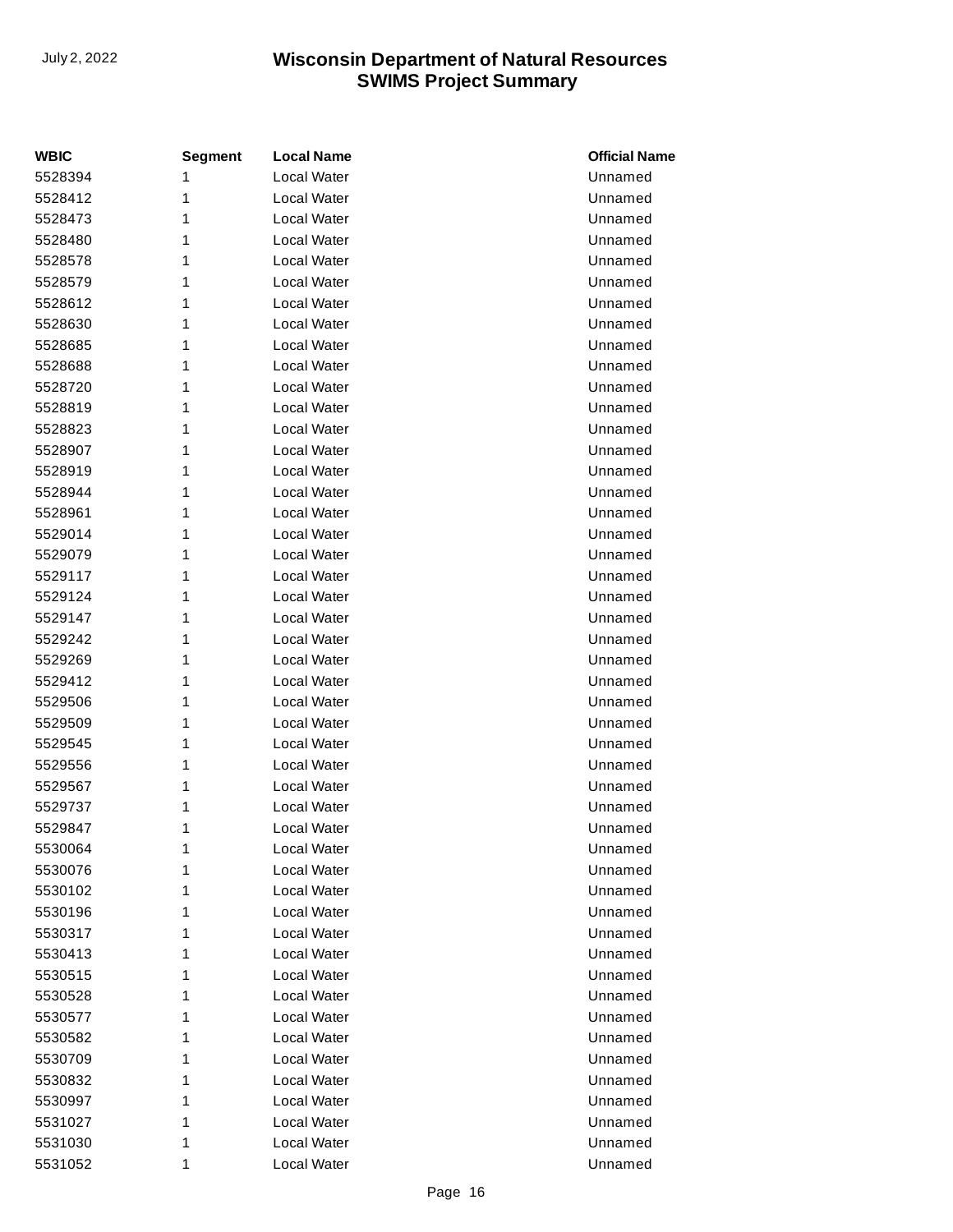| WBIC | Segment | Local Name | Official Name |
| --- | --- | --- | --- |
| 5528394 | 1 | Local Water | Unnamed |
| 5528412 | 1 | Local Water | Unnamed |
| 5528473 | 1 | Local Water | Unnamed |
| 5528480 | 1 | Local Water | Unnamed |
| 5528578 | 1 | Local Water | Unnamed |
| 5528579 | 1 | Local Water | Unnamed |
| 5528612 | 1 | Local Water | Unnamed |
| 5528630 | 1 | Local Water | Unnamed |
| 5528685 | 1 | Local Water | Unnamed |
| 5528688 | 1 | Local Water | Unnamed |
| 5528720 | 1 | Local Water | Unnamed |
| 5528819 | 1 | Local Water | Unnamed |
| 5528823 | 1 | Local Water | Unnamed |
| 5528907 | 1 | Local Water | Unnamed |
| 5528919 | 1 | Local Water | Unnamed |
| 5528944 | 1 | Local Water | Unnamed |
| 5528961 | 1 | Local Water | Unnamed |
| 5529014 | 1 | Local Water | Unnamed |
| 5529079 | 1 | Local Water | Unnamed |
| 5529117 | 1 | Local Water | Unnamed |
| 5529124 | 1 | Local Water | Unnamed |
| 5529147 | 1 | Local Water | Unnamed |
| 5529242 | 1 | Local Water | Unnamed |
| 5529269 | 1 | Local Water | Unnamed |
| 5529412 | 1 | Local Water | Unnamed |
| 5529506 | 1 | Local Water | Unnamed |
| 5529509 | 1 | Local Water | Unnamed |
| 5529545 | 1 | Local Water | Unnamed |
| 5529556 | 1 | Local Water | Unnamed |
| 5529567 | 1 | Local Water | Unnamed |
| 5529737 | 1 | Local Water | Unnamed |
| 5529847 | 1 | Local Water | Unnamed |
| 5530064 | 1 | Local Water | Unnamed |
| 5530076 | 1 | Local Water | Unnamed |
| 5530102 | 1 | Local Water | Unnamed |
| 5530196 | 1 | Local Water | Unnamed |
| 5530317 | 1 | Local Water | Unnamed |
| 5530413 | 1 | Local Water | Unnamed |
| 5530515 | 1 | Local Water | Unnamed |
| 5530528 | 1 | Local Water | Unnamed |
| 5530577 | 1 | Local Water | Unnamed |
| 5530582 | 1 | Local Water | Unnamed |
| 5530709 | 1 | Local Water | Unnamed |
| 5530832 | 1 | Local Water | Unnamed |
| 5530997 | 1 | Local Water | Unnamed |
| 5531027 | 1 | Local Water | Unnamed |
| 5531030 | 1 | Local Water | Unnamed |
| 5531052 | 1 | Local Water | Unnamed |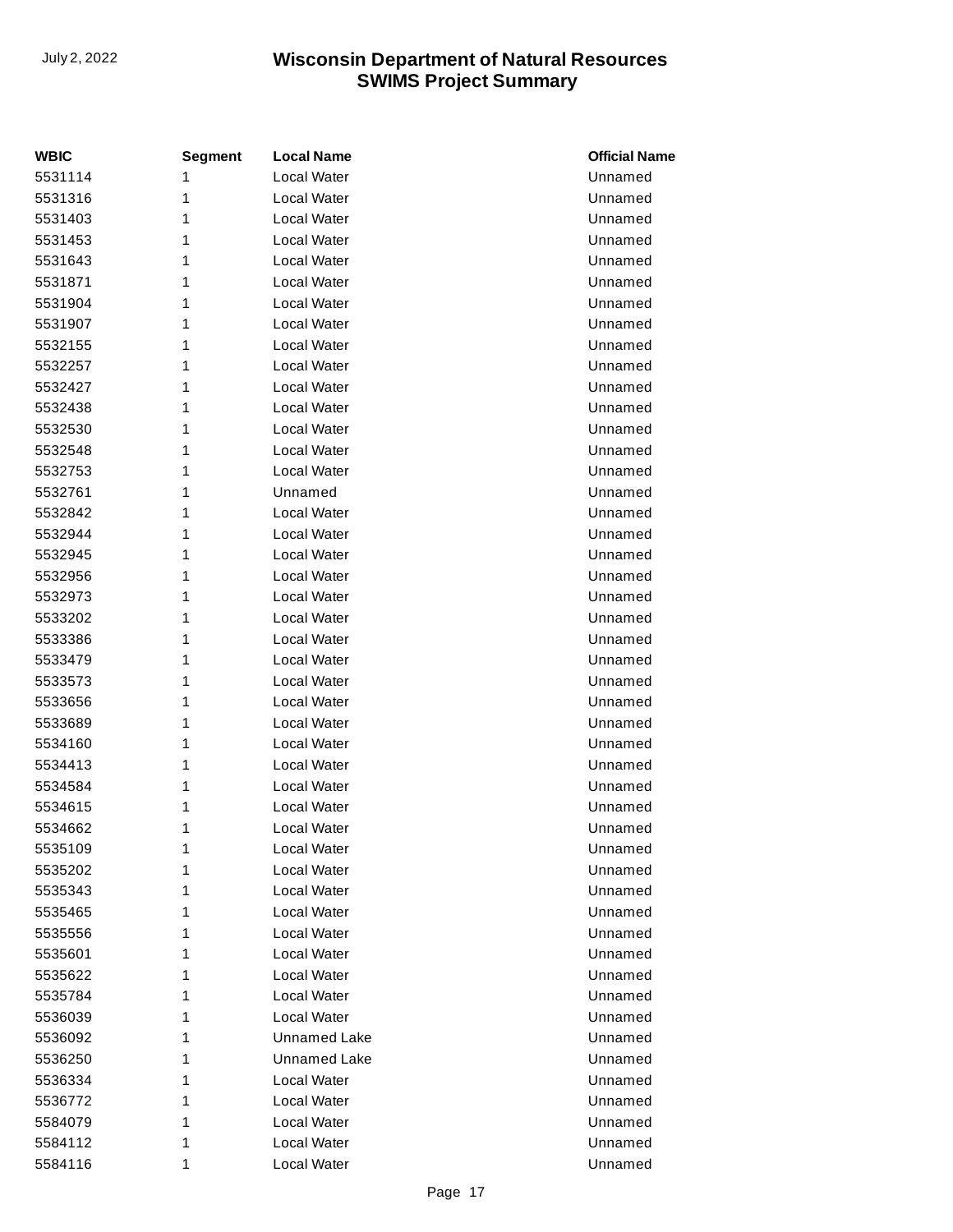| WBIC | Segment | Local Name | Official Name |
|---|---|---|---|
| 5531114 | 1 | Local Water | Unnamed |
| 5531316 | 1 | Local Water | Unnamed |
| 5531403 | 1 | Local Water | Unnamed |
| 5531453 | 1 | Local Water | Unnamed |
| 5531643 | 1 | Local Water | Unnamed |
| 5531871 | 1 | Local Water | Unnamed |
| 5531904 | 1 | Local Water | Unnamed |
| 5531907 | 1 | Local Water | Unnamed |
| 5532155 | 1 | Local Water | Unnamed |
| 5532257 | 1 | Local Water | Unnamed |
| 5532427 | 1 | Local Water | Unnamed |
| 5532438 | 1 | Local Water | Unnamed |
| 5532530 | 1 | Local Water | Unnamed |
| 5532548 | 1 | Local Water | Unnamed |
| 5532753 | 1 | Local Water | Unnamed |
| 5532761 | 1 | Unnamed | Unnamed |
| 5532842 | 1 | Local Water | Unnamed |
| 5532944 | 1 | Local Water | Unnamed |
| 5532945 | 1 | Local Water | Unnamed |
| 5532956 | 1 | Local Water | Unnamed |
| 5532973 | 1 | Local Water | Unnamed |
| 5533202 | 1 | Local Water | Unnamed |
| 5533386 | 1 | Local Water | Unnamed |
| 5533479 | 1 | Local Water | Unnamed |
| 5533573 | 1 | Local Water | Unnamed |
| 5533656 | 1 | Local Water | Unnamed |
| 5533689 | 1 | Local Water | Unnamed |
| 5534160 | 1 | Local Water | Unnamed |
| 5534413 | 1 | Local Water | Unnamed |
| 5534584 | 1 | Local Water | Unnamed |
| 5534615 | 1 | Local Water | Unnamed |
| 5534662 | 1 | Local Water | Unnamed |
| 5535109 | 1 | Local Water | Unnamed |
| 5535202 | 1 | Local Water | Unnamed |
| 5535343 | 1 | Local Water | Unnamed |
| 5535465 | 1 | Local Water | Unnamed |
| 5535556 | 1 | Local Water | Unnamed |
| 5535601 | 1 | Local Water | Unnamed |
| 5535622 | 1 | Local Water | Unnamed |
| 5535784 | 1 | Local Water | Unnamed |
| 5536039 | 1 | Local Water | Unnamed |
| 5536092 | 1 | Unnamed Lake | Unnamed |
| 5536250 | 1 | Unnamed Lake | Unnamed |
| 5536334 | 1 | Local Water | Unnamed |
| 5536772 | 1 | Local Water | Unnamed |
| 5584079 | 1 | Local Water | Unnamed |
| 5584112 | 1 | Local Water | Unnamed |
| 5584116 | 1 | Local Water | Unnamed |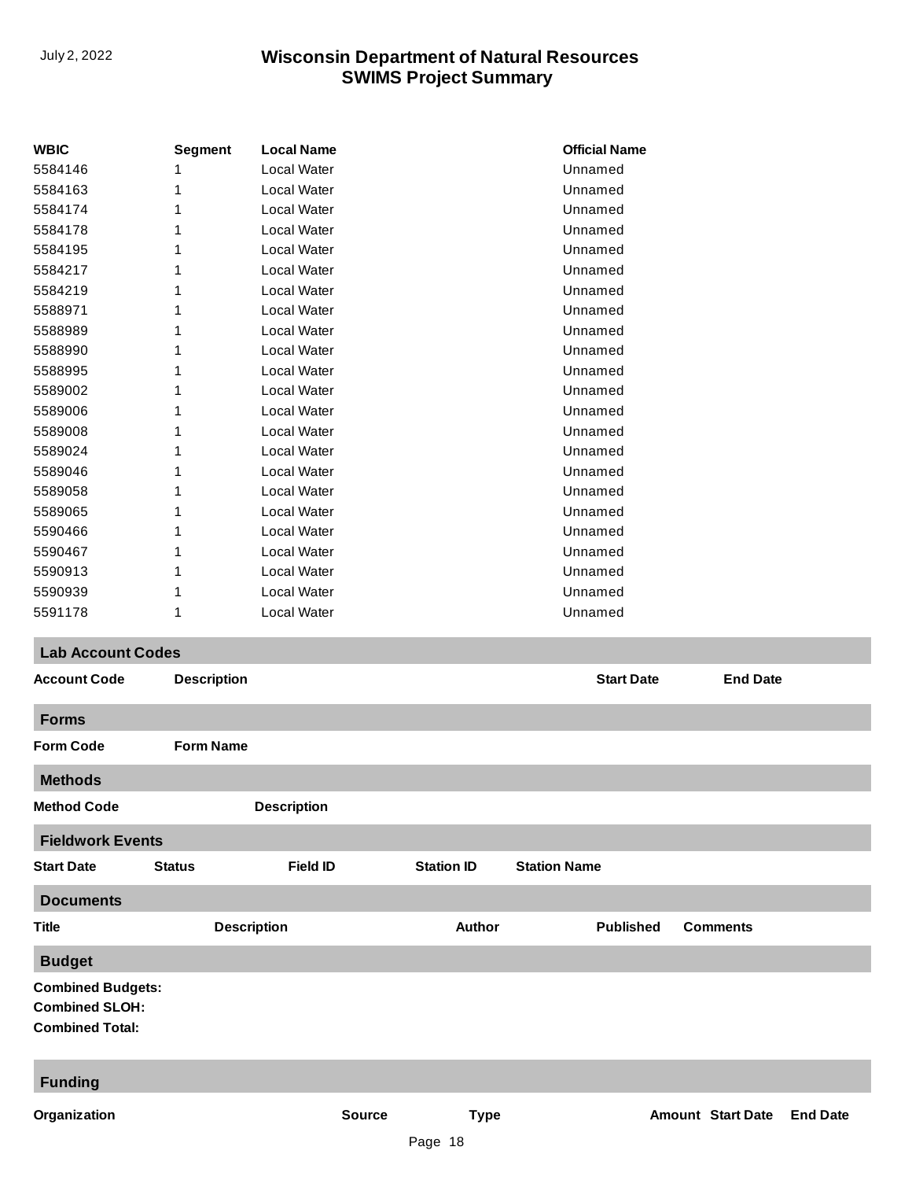| WBIC | Segment | Local Name | Official Name |
| --- | --- | --- | --- |
| 5584146 | 1 | Local Water | Unnamed |
| 5584163 | 1 | Local Water | Unnamed |
| 5584174 | 1 | Local Water | Unnamed |
| 5584178 | 1 | Local Water | Unnamed |
| 5584195 | 1 | Local Water | Unnamed |
| 5584217 | 1 | Local Water | Unnamed |
| 5584219 | 1 | Local Water | Unnamed |
| 5588971 | 1 | Local Water | Unnamed |
| 5588989 | 1 | Local Water | Unnamed |
| 5588990 | 1 | Local Water | Unnamed |
| 5588995 | 1 | Local Water | Unnamed |
| 5589002 | 1 | Local Water | Unnamed |
| 5589006 | 1 | Local Water | Unnamed |
| 5589008 | 1 | Local Water | Unnamed |
| 5589024 | 1 | Local Water | Unnamed |
| 5589046 | 1 | Local Water | Unnamed |
| 5589058 | 1 | Local Water | Unnamed |
| 5589065 | 1 | Local Water | Unnamed |
| 5590466 | 1 | Local Water | Unnamed |
| 5590467 | 1 | Local Water | Unnamed |
| 5590913 | 1 | Local Water | Unnamed |
| 5590939 | 1 | Local Water | Unnamed |
| 5591178 | 1 | Local Water | Unnamed |

## Lab Account Codes

| Account Code | Description | Start Date | End Date |
| --- | --- | --- | --- |

## Forms

| Form Code | Form Name |
| --- | --- |

## Methods

| Method Code | Description |
| --- | --- |

## Fieldwork Events

| Start Date | Status | Field ID | Station ID | Station Name |
| --- | --- | --- | --- | --- |

## Documents

| Title | Description | Author | Published | Comments |
| --- | --- | --- | --- | --- |

## Budget

**Combined Budgets:**
**Combined SLOH:**
**Combined Total:**

## Funding

| Organization | Source | Type | Amount | Start Date | End Date |
| --- | --- | --- | --- | --- | --- |